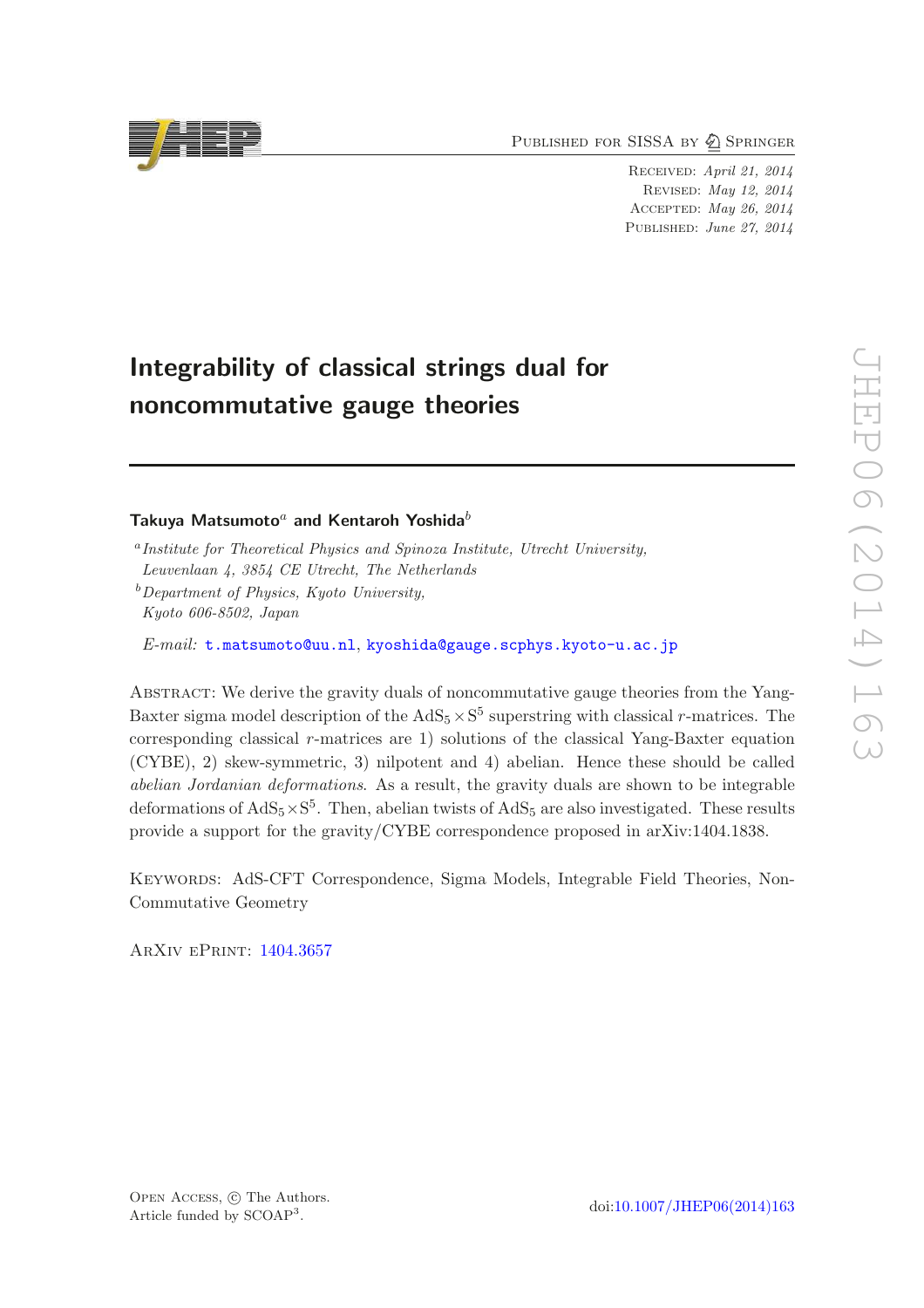Published for SISSA by Springer

Received: *April 21, 2014*
Revised: *May 12, 2014*
Accepted: *May 26, 2014*
Published: *June 27, 2014*

# Integrability of classical strings dual for noncommutative gauge theories

**Takuya Matsumoto**[a] **and Kentaroh Yoshida**[b]

[a] *Institute for Theoretical Physics and Spinoza Institute, Utrecht University, Leuvenlaan 4, 3854 CE Utrecht, The Netherlands*

[b] *Department of Physics, Kyoto University, Kyoto 606-8502, Japan*

*E-mail:* t.matsumoto@uu.nl, kyoshida@gauge.scphys.kyoto-u.ac.jp

Abstract: We derive the gravity duals of noncommutative gauge theories from the Yang-Baxter sigma model description of the $\mathrm{AdS}_5 \times \mathrm{S}^5$ superstring with classical $r$-matrices. The corresponding classical $r$-matrices are 1) solutions of the classical Yang-Baxter equation (CYBE), 2) skew-symmetric, 3) nilpotent and 4) abelian. Hence these should be called *abelian Jordanian deformations*. As a result, the gravity duals are shown to be integrable deformations of $\mathrm{AdS}_5 \times \mathrm{S}^5$. Then, abelian twists of $\mathrm{AdS}_5$ are also investigated. These results provide a support for the gravity/CYBE correspondence proposed in arXiv:1404.1838.

Keywords: AdS-CFT Correspondence, Sigma Models, Integrable Field Theories, Non-Commutative Geometry

ArXiv ePrint: 1404.3657

Open Access, © The Authors.
Article funded by SCOAP[3].

doi:10.1007/JHEP06(2014)163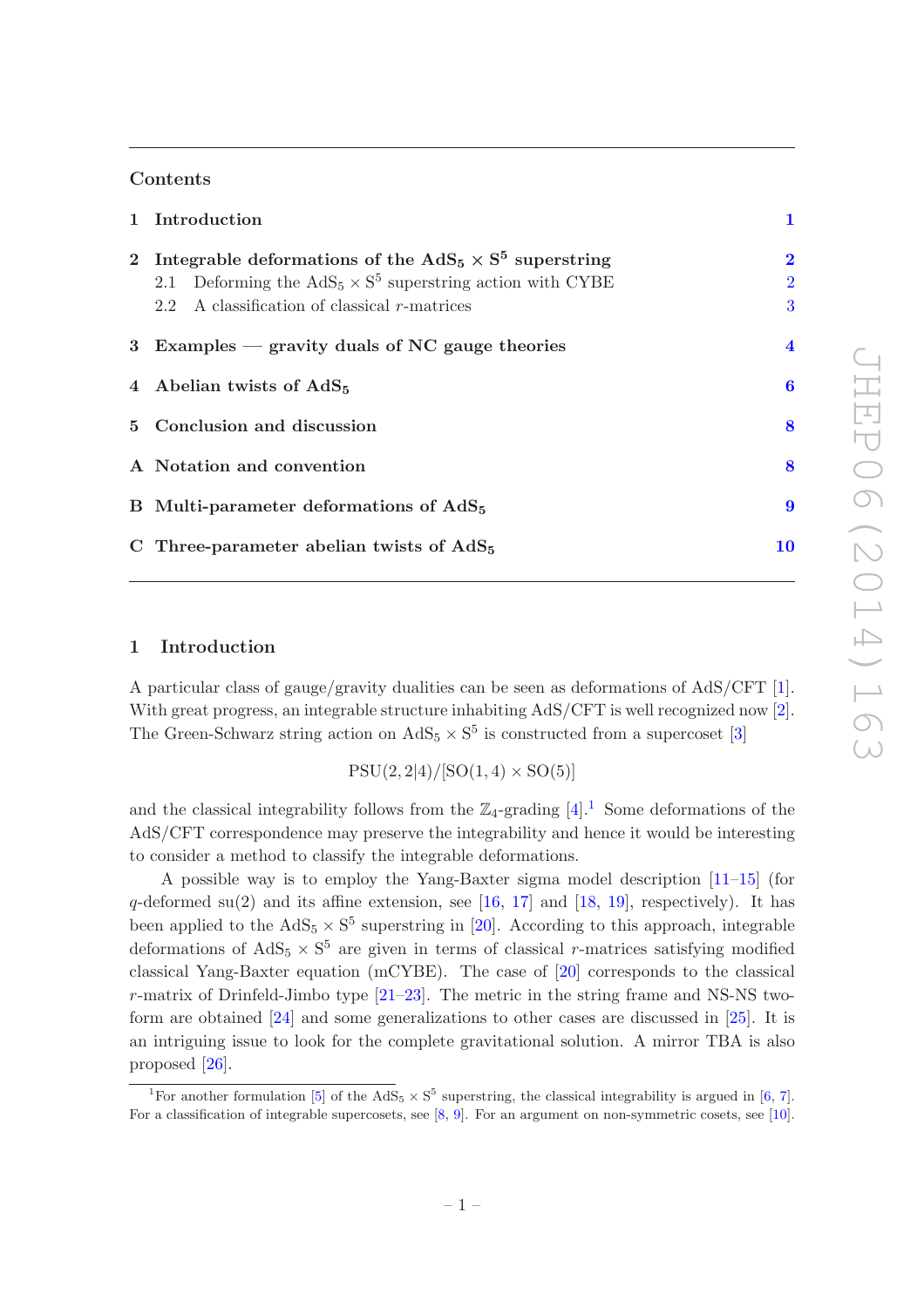Contents

1 Introduction 1

2 Integrable deformations of the $AdS_5 \times S^5$ superstring 2
  2.1 Deforming the $AdS_5 \times S^5$ superstring action with CYBE 2
  2.2 A classification of classical $r$-matrices 3

3 Examples — gravity duals of NC gauge theories 4

4 Abelian twists of $AdS_5$ 6

5 Conclusion and discussion 8

A Notation and convention 8

B Multi-parameter deformations of $AdS_5$ 9

C Three-parameter abelian twists of $AdS_5$ 10

# 1 Introduction

A particular class of gauge/gravity dualities can be seen as deformations of AdS/CFT [1]. With great progress, an integrable structure inhabiting AdS/CFT is well recognized now [2]. The Green-Schwarz string action on $AdS_5 \times S^5$ is constructed from a supercoset [3]

$$\mathrm{PSU}(2,2|4)/[\mathrm{SO}(1,4) \times \mathrm{SO}(5)]$$

and the classical integrability follows from the $\mathbb{Z}_4$-grading [4].[1] Some deformations of the AdS/CFT correspondence may preserve the integrability and hence it would be interesting to consider a method to classify the integrable deformations.

A possible way is to employ the Yang-Baxter sigma model description [11–15] (for $q$-deformed su(2) and its affine extension, see [16, 17] and [18, 19], respectively). It has been applied to the $AdS_5 \times S^5$ superstring in [20]. According to this approach, integrable deformations of $AdS_5 \times S^5$ are given in terms of classical $r$-matrices satisfying modified classical Yang-Baxter equation (mCYBE). The case of [20] corresponds to the classical $r$-matrix of Drinfeld-Jimbo type [21–23]. The metric in the string frame and NS-NS two-form are obtained [24] and some generalizations to other cases are discussed in [25]. It is an intriguing issue to look for the complete gravitational solution. A mirror TBA is also proposed [26].

[1] For another formulation [5] of the $AdS_5 \times S^5$ superstring, the classical integrability is argued in [6, 7]. For a classification of integrable supercosets, see [8, 9]. For an argument on non-symmetric cosets, see [10].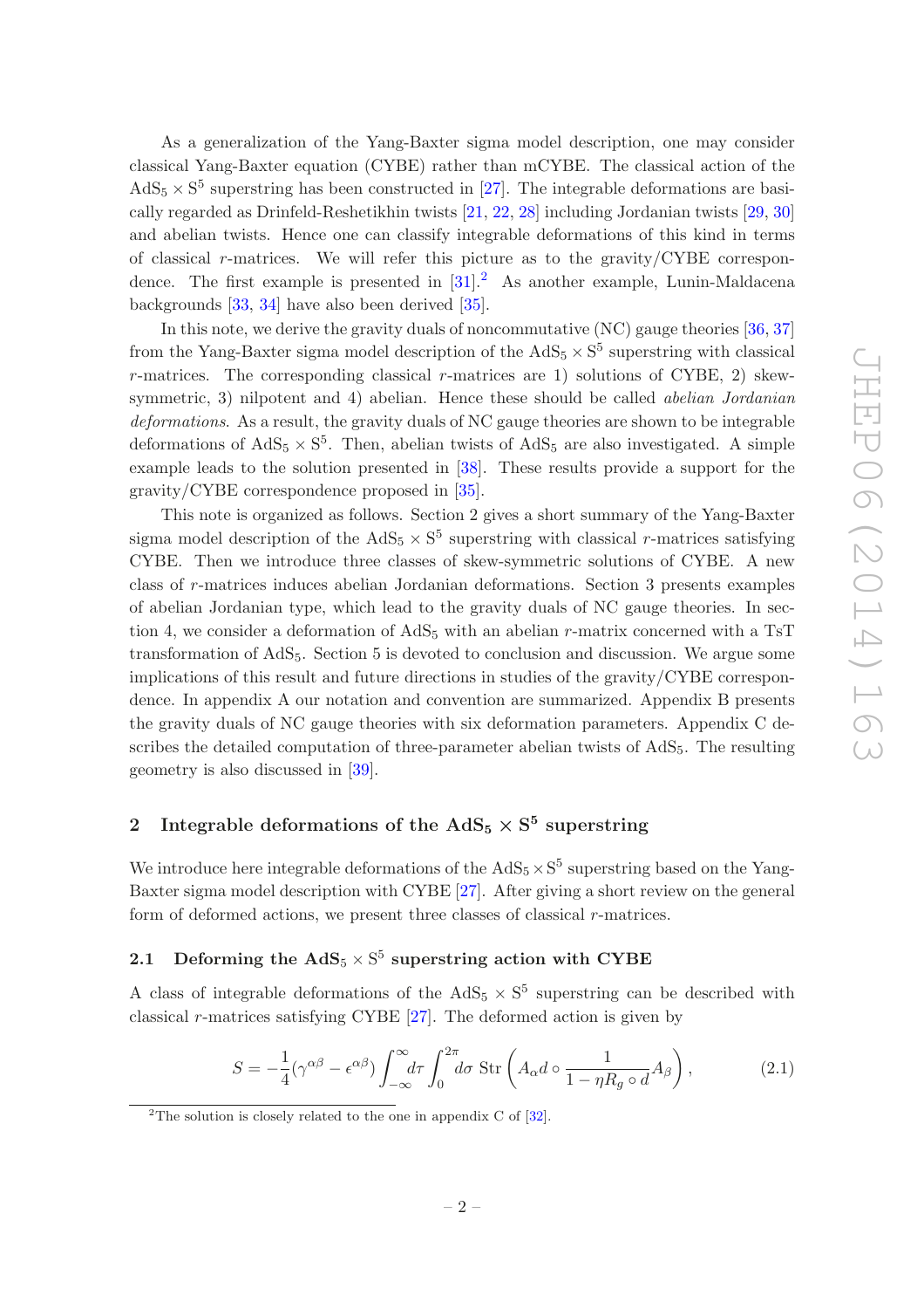As a generalization of the Yang-Baxter sigma model description, one may consider classical Yang-Baxter equation (CYBE) rather than mCYBE. The classical action of the $\mathrm{AdS}_5 \times \mathrm{S}^5$ superstring has been constructed in [27]. The integrable deformations are basically regarded as Drinfeld-Reshetikhin twists [21, 22, 28] including Jordanian twists [29, 30] and abelian twists. Hence one can classify integrable deformations of this kind in terms of classical $r$-matrices. We will refer this picture as to the gravity/CYBE correspondence. The first example is presented in [31].[2] As another example, Lunin-Maldacena backgrounds [33, 34] have also been derived [35].

In this note, we derive the gravity duals of noncommutative (NC) gauge theories [36, 37] from the Yang-Baxter sigma model description of the $\mathrm{AdS}_5 \times \mathrm{S}^5$ superstring with classical $r$-matrices. The corresponding classical $r$-matrices are 1) solutions of CYBE, 2) skew-symmetric, 3) nilpotent and 4) abelian. Hence these should be called *abelian Jordanian deformations*. As a result, the gravity duals of NC gauge theories are shown to be integrable deformations of $\mathrm{AdS}_5 \times \mathrm{S}^5$. Then, abelian twists of $\mathrm{AdS}_5$ are also investigated. A simple example leads to the solution presented in [38]. These results provide a support for the gravity/CYBE correspondence proposed in [35].

This note is organized as follows. Section 2 gives a short summary of the Yang-Baxter sigma model description of the $\mathrm{AdS}_5 \times \mathrm{S}^5$ superstring with classical $r$-matrices satisfying CYBE. Then we introduce three classes of skew-symmetric solutions of CYBE. A new class of $r$-matrices induces abelian Jordanian deformations. Section 3 presents examples of abelian Jordanian type, which lead to the gravity duals of NC gauge theories. In section 4, we consider a deformation of $\mathrm{AdS}_5$ with an abelian $r$-matrix concerned with a TsT transformation of $\mathrm{AdS}_5$. Section 5 is devoted to conclusion and discussion. We argue some implications of this result and future directions in studies of the gravity/CYBE correspondence. In appendix A our notation and convention are summarized. Appendix B presents the gravity duals of NC gauge theories with six deformation parameters. Appendix C describes the detailed computation of three-parameter abelian twists of $\mathrm{AdS}_5$. The resulting geometry is also discussed in [39].

## 2 Integrable deformations of the $\mathrm{AdS}_5 \times \mathrm{S}^5$ superstring

We introduce here integrable deformations of the $\mathrm{AdS}_5 \times \mathrm{S}^5$ superstring based on the Yang-Baxter sigma model description with CYBE [27]. After giving a short review on the general form of deformed actions, we present three classes of classical $r$-matrices.

### 2.1 Deforming the $\mathrm{AdS}_5 \times \mathrm{S}^5$ superstring action with CYBE

A class of integrable deformations of the $\mathrm{AdS}_5 \times \mathrm{S}^5$ superstring can be described with classical $r$-matrices satisfying CYBE [27]. The deformed action is given by

$$S = -\frac{1}{4}(\gamma^{\alpha\beta} - \epsilon^{\alpha\beta}) \int_{-\infty}^{\infty} d\tau \int_{0}^{2\pi} d\sigma \; \mathrm{Str}\left( A_\alpha d \circ \frac{1}{1 - \eta R_g \circ d} A_\beta \right), \tag{2.1}$$

[2] The solution is closely related to the one in appendix C of [32].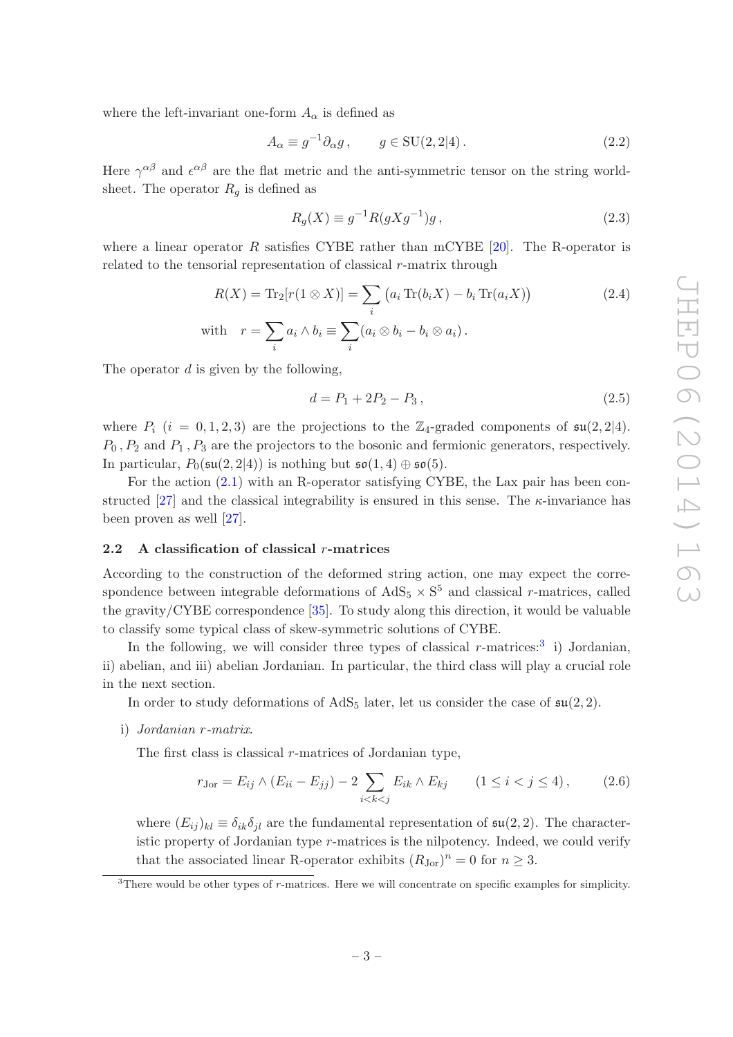where the left-invariant one-form $A_\alpha$ is defined as

$$A_\alpha \equiv g^{-1}\partial_\alpha g \,, \qquad g \in \mathrm{SU}(2,2|4)\,. \tag{2.2}$$

Here $\gamma^{\alpha\beta}$ and $\epsilon^{\alpha\beta}$ are the flat metric and the anti-symmetric tensor on the string world-sheet. The operator $R_g$ is defined as

$$R_g(X) \equiv g^{-1} R(gXg^{-1})g \,, \tag{2.3}$$

where a linear operator $R$ satisfies CYBE rather than mCYBE [20]. The R-operator is related to the tensorial representation of classical $r$-matrix through

$$R(X) = \mathrm{Tr}_2[r(1\otimes X)] = \sum_i \big(a_i\,\mathrm{Tr}(b_i X) - b_i\,\mathrm{Tr}(a_i X)\big) \tag{2.4}$$

$$\text{with} \quad r = \sum_i a_i \wedge b_i \equiv \sum_i (a_i \otimes b_i - b_i \otimes a_i)\,.$$

The operator $d$ is given by the following,

$$d = P_1 + 2P_2 - P_3 \,, \tag{2.5}$$

where $P_i$ $(i = 0,1,2,3)$ are the projections to the $\mathbb{Z}_4$-graded components of $\mathfrak{su}(2,2|4)$. $P_0\,, P_2$ and $P_1\,, P_3$ are the projectors to the bosonic and fermionic generators, respectively. In particular, $P_0(\mathfrak{su}(2,2|4))$ is nothing but $\mathfrak{so}(1,4)\oplus\mathfrak{so}(5)$.

For the action (2.1) with an R-operator satisfying CYBE, the Lax pair has been constructed [27] and the classical integrability is ensured in this sense. The $\kappa$-invariance has been proven as well [27].

### 2.2 A classification of classical $r$-matrices

According to the construction of the deformed string action, one may expect the correspondence between integrable deformations of $\mathrm{AdS}_5\times\mathrm{S}^5$ and classical $r$-matrices, called the gravity/CYBE correspondence [35]. To study along this direction, it would be valuable to classify some typical class of skew-symmetric solutions of CYBE.

In the following, we will consider three types of classical $r$-matrices:[3] i) Jordanian, ii) abelian, and iii) abelian Jordanian. In particular, the third class will play a crucial role in the next section.

In order to study deformations of $\mathrm{AdS}_5$ later, let us consider the case of $\mathfrak{su}(2,2)$.

i) *Jordanian $r$-matrix.*

The first class is classical $r$-matrices of Jordanian type,

$$r_{\mathrm{Jor}} = E_{ij}\wedge(E_{ii}-E_{jj}) - 2\sum_{i<k<j} E_{ik}\wedge E_{kj} \qquad (1\le i<j\le 4)\,, \tag{2.6}$$

where $(E_{ij})_{kl} \equiv \delta_{ik}\delta_{jl}$ are the fundamental representation of $\mathfrak{su}(2,2)$. The characteristic property of Jordanian type $r$-matrices is the nilpotency. Indeed, we could verify that the associated linear R-operator exhibits $(R_{\mathrm{Jor}})^n = 0$ for $n \ge 3$.

[3] There would be other types of $r$-matrices. Here we will concentrate on specific examples for simplicity.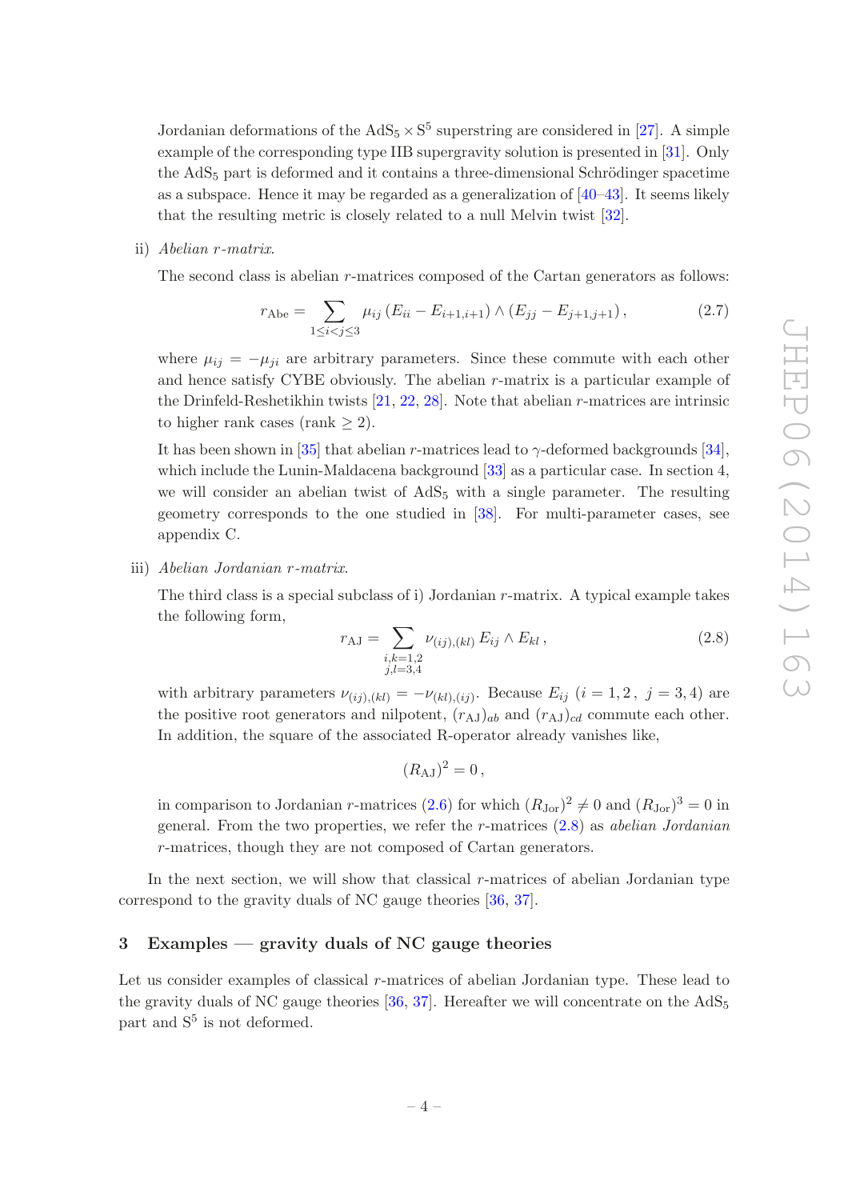Jordanian deformations of the $\mathrm{AdS}_5 \times \mathrm{S}^5$ superstring are considered in [27]. A simple example of the corresponding type IIB supergravity solution is presented in [31]. Only the $\mathrm{AdS}_5$ part is deformed and it contains a three-dimensional Schrödinger spacetime as a subspace. Hence it may be regarded as a generalization of [40–43]. It seems likely that the resulting metric is closely related to a null Melvin twist [32].

ii) *Abelian r-matrix.*

The second class is abelian $r$-matrices composed of the Cartan generators as follows:

$$r_{\mathrm{Abe}} = \sum_{1 \leq i < j \leq 3} \mu_{ij} \left(E_{ii} - E_{i+1,i+1}\right) \wedge \left(E_{jj} - E_{j+1,j+1}\right), \tag{2.7}$$

where $\mu_{ij} = -\mu_{ji}$ are arbitrary parameters. Since these commute with each other and hence satisfy CYBE obviously. The abelian $r$-matrix is a particular example of the Drinfeld-Reshetikhin twists [21, 22, 28]. Note that abelian $r$-matrices are intrinsic to higher rank cases (rank $\geq 2$).

It has been shown in [35] that abelian $r$-matrices lead to $\gamma$-deformed backgrounds [34], which include the Lunin-Maldacena background [33] as a particular case. In section 4, we will consider an abelian twist of $\mathrm{AdS}_5$ with a single parameter. The resulting geometry corresponds to the one studied in [38]. For multi-parameter cases, see appendix C.

iii) *Abelian Jordanian r-matrix.*

The third class is a special subclass of i) Jordanian $r$-matrix. A typical example takes the following form,

$$r_{\mathrm{AJ}} = \sum_{\substack{i,k=1,2 \\ j,l=3,4}} \nu_{(ij),(kl)} \, E_{ij} \wedge E_{kl} \,, \tag{2.8}$$

with arbitrary parameters $\nu_{(ij),(kl)} = -\nu_{(kl),(ij)}$. Because $E_{ij}$ $(i = 1,2\,,\ j = 3,4)$ are the positive root generators and nilpotent, $(r_{\mathrm{AJ}})_{ab}$ and $(r_{\mathrm{AJ}})_{cd}$ commute each other. In addition, the square of the associated R-operator already vanishes like,

$$(R_{\mathrm{AJ}})^2 = 0\,,$$

in comparison to Jordanian $r$-matrices (2.6) for which $(R_{\mathrm{Jor}})^2 \neq 0$ and $(R_{\mathrm{Jor}})^3 = 0$ in general. From the two properties, we refer the $r$-matrices (2.8) as *abelian Jordanian* $r$-matrices, though they are not composed of Cartan generators.

In the next section, we will show that classical $r$-matrices of abelian Jordanian type correspond to the gravity duals of NC gauge theories [36, 37].

## 3 Examples — gravity duals of NC gauge theories

Let us consider examples of classical $r$-matrices of abelian Jordanian type. These lead to the gravity duals of NC gauge theories [36, 37]. Hereafter we will concentrate on the $\mathrm{AdS}_5$ part and $\mathrm{S}^5$ is not deformed.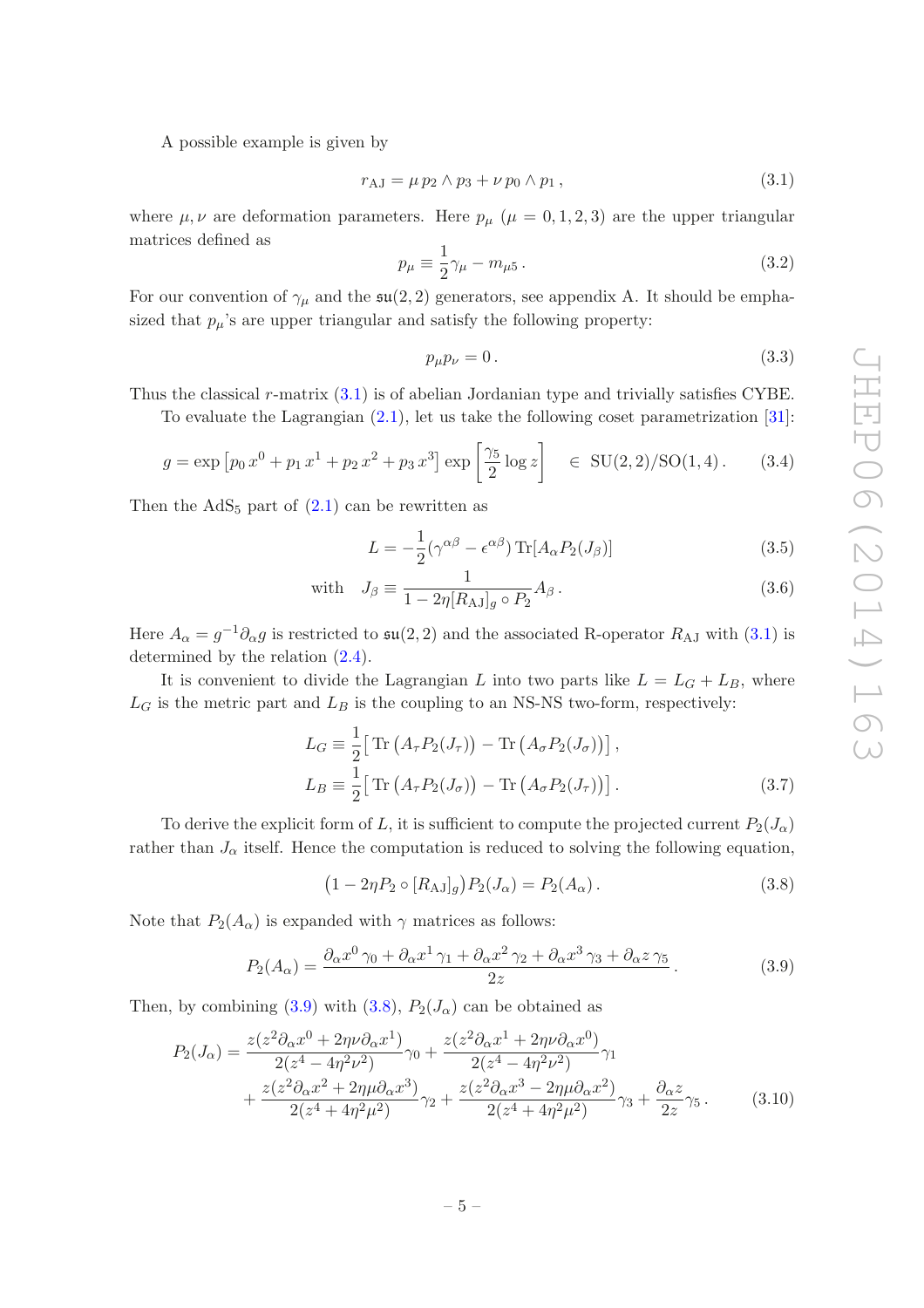A possible example is given by

$$r_{\rm AJ} = \mu\, p_2 \wedge p_3 + \nu\, p_0 \wedge p_1 \,, \tag{3.1}$$

where $\mu, \nu$ are deformation parameters. Here $p_\mu$ ($\mu = 0,1,2,3$) are the upper triangular matrices defined as

$$p_\mu \equiv \frac{1}{2}\gamma_\mu - m_{\mu 5}\,. \tag{3.2}$$

For our convention of $\gamma_\mu$ and the $\mathfrak{su}(2,2)$ generators, see appendix A. It should be emphasized that $p_\mu$'s are upper triangular and satisfy the following property:

$$p_\mu p_\nu = 0\,. \tag{3.3}$$

Thus the classical $r$-matrix (3.1) is of abelian Jordanian type and trivially satisfies CYBE.

To evaluate the Lagrangian (2.1), let us take the following coset parametrization [31]:

$$g = \exp\left[p_0\, x^0 + p_1\, x^1 + p_2\, x^2 + p_3\, x^3\right] \exp\left[\frac{\gamma_5}{2}\log z\right] \quad \in\ {\rm SU}(2,2)/{\rm SO}(1,4)\,. \tag{3.4}$$

Then the AdS$_5$ part of (2.1) can be rewritten as

$$L = -\frac{1}{2}(\gamma^{\alpha\beta} - \epsilon^{\alpha\beta})\,{\rm Tr}[A_\alpha P_2(J_\beta)] \tag{3.5}$$

$$\text{with} \quad J_\beta \equiv \frac{1}{1 - 2\eta[R_{\rm AJ}]_g \circ P_2} A_\beta\,. \tag{3.6}$$

Here $A_\alpha = g^{-1}\partial_\alpha g$ is restricted to $\mathfrak{su}(2,2)$ and the associated R-operator $R_{\rm AJ}$ with (3.1) is determined by the relation (2.4).

It is convenient to divide the Lagrangian $L$ into two parts like $L = L_G + L_B$, where $L_G$ is the metric part and $L_B$ is the coupling to an NS-NS two-form, respectively:

$$\begin{aligned} L_G &\equiv \frac{1}{2}\big[\,{\rm Tr}\left(A_\tau P_2(J_\tau)\right) - {\rm Tr}\left(A_\sigma P_2(J_\sigma)\right)\big]\,, \\ L_B &\equiv \frac{1}{2}\big[\,{\rm Tr}\left(A_\tau P_2(J_\sigma)\right) - {\rm Tr}\left(A_\sigma P_2(J_\tau)\right)\big]\,. \end{aligned} \tag{3.7}$$

To derive the explicit form of $L$, it is sufficient to compute the projected current $P_2(J_\alpha)$ rather than $J_\alpha$ itself. Hence the computation is reduced to solving the following equation,

$$\left(1 - 2\eta P_2 \circ [R_{\rm AJ}]_g\right) P_2(J_\alpha) = P_2(A_\alpha)\,. \tag{3.8}$$

Note that $P_2(A_\alpha)$ is expanded with $\gamma$ matrices as follows:

$$P_2(A_\alpha) = \frac{\partial_\alpha x^0\,\gamma_0 + \partial_\alpha x^1\,\gamma_1 + \partial_\alpha x^2\,\gamma_2 + \partial_\alpha x^3\,\gamma_3 + \partial_\alpha z\,\gamma_5}{2z}\,. \tag{3.9}$$

Then, by combining (3.9) with (3.8), $P_2(J_\alpha)$ can be obtained as

$$\begin{aligned} P_2(J_\alpha) = &\ \frac{z(z^2\partial_\alpha x^0 + 2\eta\nu\partial_\alpha x^1)}{2(z^4 - 4\eta^2\nu^2)}\gamma_0 + \frac{z(z^2\partial_\alpha x^1 + 2\eta\nu\partial_\alpha x^0)}{2(z^4 - 4\eta^2\nu^2)}\gamma_1 \\ &+ \frac{z(z^2\partial_\alpha x^2 + 2\eta\mu\partial_\alpha x^3)}{2(z^4 + 4\eta^2\mu^2)}\gamma_2 + \frac{z(z^2\partial_\alpha x^3 - 2\eta\mu\partial_\alpha x^2)}{2(z^4 + 4\eta^2\mu^2)}\gamma_3 + \frac{\partial_\alpha z}{2z}\gamma_5\,. \end{aligned} \tag{3.10}$$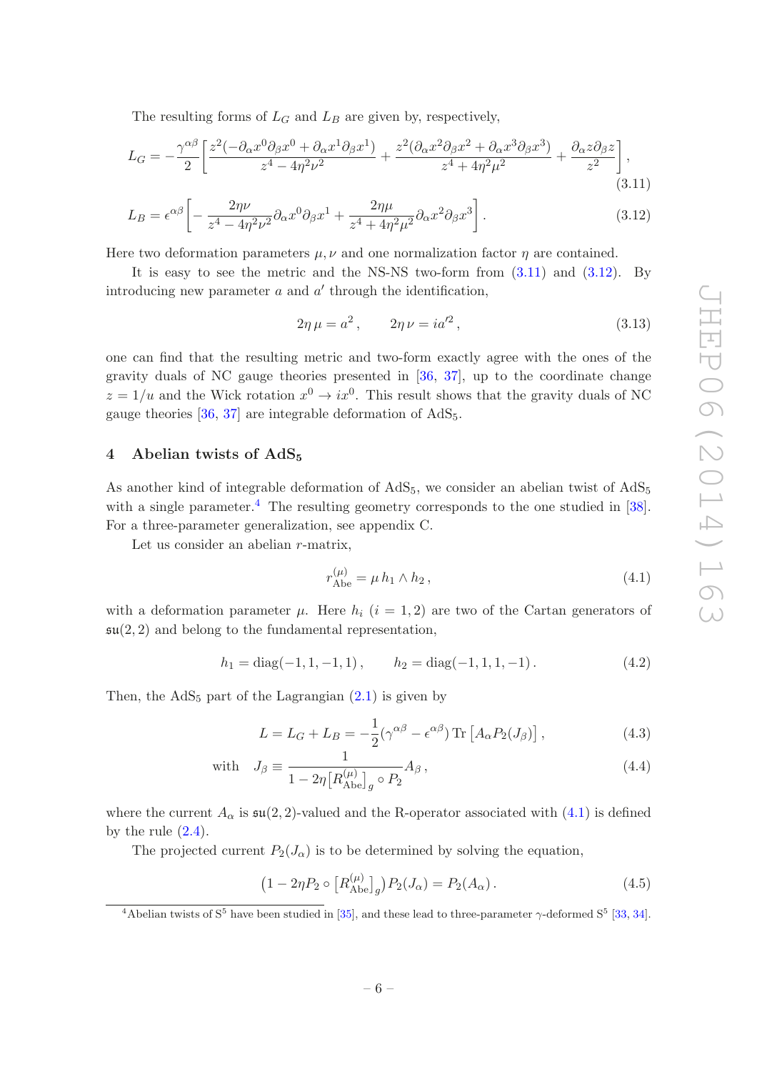The resulting forms of $L_G$ and $L_B$ are given by, respectively,

$$L_G = -\frac{\gamma^{\alpha\beta}}{2}\left[\frac{z^2(-\partial_\alpha x^0\partial_\beta x^0 + \partial_\alpha x^1\partial_\beta x^1)}{z^4 - 4\eta^2\nu^2} + \frac{z^2(\partial_\alpha x^2\partial_\beta x^2 + \partial_\alpha x^3\partial_\beta x^3)}{z^4 + 4\eta^2\mu^2} + \frac{\partial_\alpha z\partial_\beta z}{z^2}\right], \tag{3.11}$$

$$L_B = \epsilon^{\alpha\beta}\left[-\frac{2\eta\nu}{z^4 - 4\eta^2\nu^2}\partial_\alpha x^0\partial_\beta x^1 + \frac{2\eta\mu}{z^4 + 4\eta^2\mu^2}\partial_\alpha x^2\partial_\beta x^3\right]. \tag{3.12}$$

Here two deformation parameters $\mu, \nu$ and one normalization factor $\eta$ are contained.

It is easy to see the metric and the NS-NS two-form from (3.11) and (3.12). By introducing new parameter $a$ and $a'$ through the identification,

$$2\eta\,\mu = a^2\,, \qquad 2\eta\,\nu = ia'^2\,, \tag{3.13}$$

one can find that the resulting metric and two-form exactly agree with the ones of the gravity duals of NC gauge theories presented in [36, 37], up to the coordinate change $z = 1/u$ and the Wick rotation $x^0 \to ix^0$. This result shows that the gravity duals of NC gauge theories [36, 37] are integrable deformation of AdS$_5$.

## 4 Abelian twists of AdS$_5$

As another kind of integrable deformation of AdS$_5$, we consider an abelian twist of AdS$_5$ with a single parameter.[4] The resulting geometry corresponds to the one studied in [38]. For a three-parameter generalization, see appendix C.

Let us consider an abelian $r$-matrix,

$$r^{(\mu)}_{\rm Abe} = \mu\, h_1 \wedge h_2\,, \tag{4.1}$$

with a deformation parameter $\mu$. Here $h_i$ $(i = 1, 2)$ are two of the Cartan generators of $\mathfrak{su}(2,2)$ and belong to the fundamental representation,

$$h_1 = {\rm diag}(-1, 1, -1, 1)\,, \qquad h_2 = {\rm diag}(-1, 1, 1, -1)\,. \tag{4.2}$$

Then, the AdS$_5$ part of the Lagrangian (2.1) is given by

$$L = L_G + L_B = -\frac{1}{2}(\gamma^{\alpha\beta} - \epsilon^{\alpha\beta})\,{\rm Tr}\left[A_\alpha P_2(J_\beta)\right], \tag{4.3}$$

$$\text{with} \quad J_\beta \equiv \frac{1}{1 - 2\eta\left[R^{(\mu)}_{\rm Abe}\right]_g \circ P_2} A_\beta\,, \tag{4.4}$$

where the current $A_\alpha$ is $\mathfrak{su}(2,2)$-valued and the R-operator associated with (4.1) is defined by the rule (2.4).

The projected current $P_2(J_\alpha)$ is to be determined by solving the equation,

$$\left(1 - 2\eta P_2 \circ \left[R^{(\mu)}_{\rm Abe}\right]_g\right) P_2(J_\alpha) = P_2(A_\alpha)\,. \tag{4.5}$$

[4] Abelian twists of S$^5$ have been studied in [35], and these lead to three-parameter $\gamma$-deformed S$^5$ [33, 34].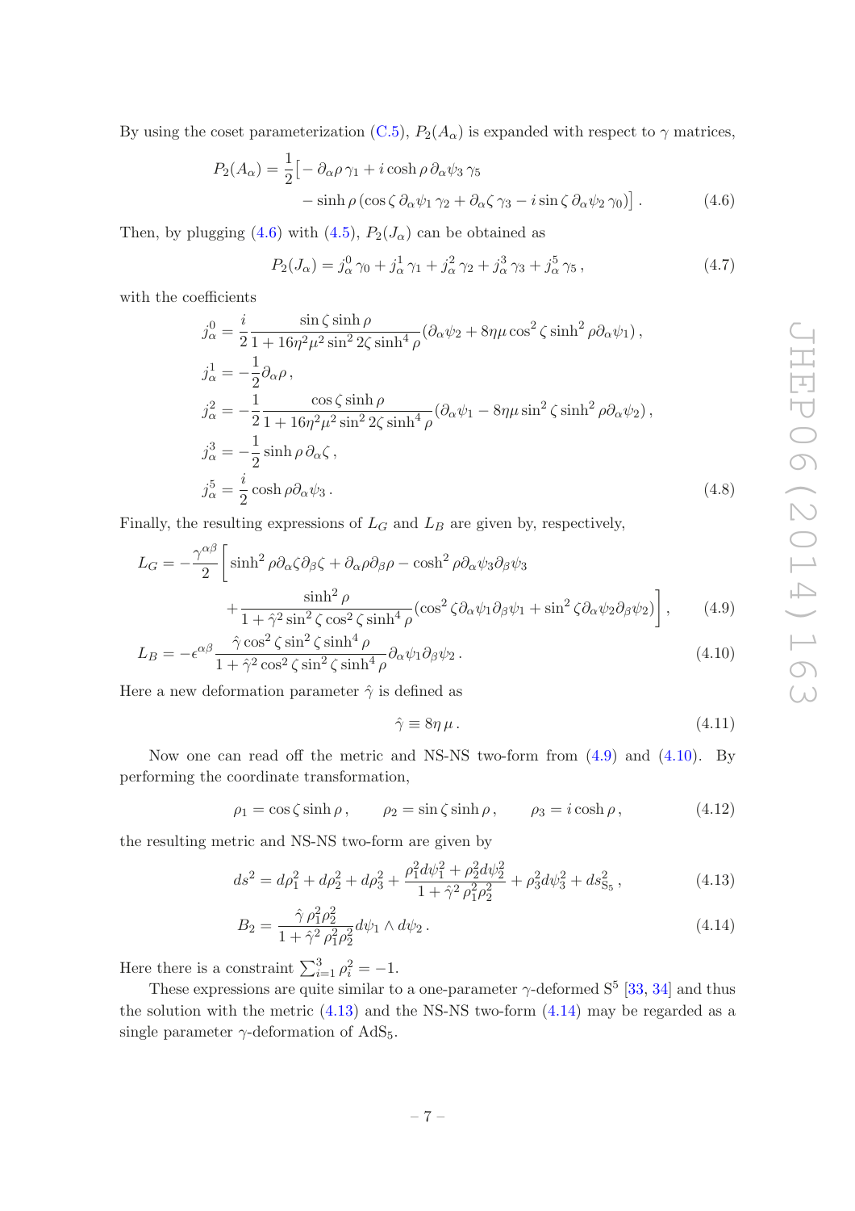By using the coset parameterization (C.5), $P_2(A_\alpha)$ is expanded with respect to $\gamma$ matrices,

$$P_2(A_\alpha) = \frac{1}{2}\big[-\partial_\alpha\rho\,\gamma_1 + i\cosh\rho\,\partial_\alpha\psi_3\,\gamma_5 \\ \qquad -\sinh\rho\,(\cos\zeta\,\partial_\alpha\psi_1\,\gamma_2 + \partial_\alpha\zeta\,\gamma_3 - i\sin\zeta\,\partial_\alpha\psi_2\,\gamma_0)\big]\,. \tag{4.6}$$

Then, by plugging (4.6) with (4.5), $P_2(J_\alpha)$ can be obtained as

$$P_2(J_\alpha) = j^0_\alpha\,\gamma_0 + j^1_\alpha\,\gamma_1 + j^2_\alpha\,\gamma_2 + j^3_\alpha\,\gamma_3 + j^5_\alpha\,\gamma_5\,, \tag{4.7}$$

with the coefficients

$$\begin{aligned}
j^0_\alpha &= \frac{i}{2}\frac{\sin\zeta\sinh\rho}{1+16\eta^2\mu^2\sin^2 2\zeta\sinh^4\rho}(\partial_\alpha\psi_2 + 8\eta\mu\cos^2\zeta\sinh^2\rho\,\partial_\alpha\psi_1)\,,\\
j^1_\alpha &= -\frac{1}{2}\partial_\alpha\rho\,,\\
j^2_\alpha &= -\frac{1}{2}\frac{\cos\zeta\sinh\rho}{1+16\eta^2\mu^2\sin^2 2\zeta\sinh^4\rho}(\partial_\alpha\psi_1 - 8\eta\mu\sin^2\zeta\sinh^2\rho\,\partial_\alpha\psi_2)\,,\\
j^3_\alpha &= -\frac{1}{2}\sinh\rho\,\partial_\alpha\zeta\,,\\
j^5_\alpha &= \frac{i}{2}\cosh\rho\,\partial_\alpha\psi_3\,.
\end{aligned} \tag{4.8}$$

Finally, the resulting expressions of $L_G$ and $L_B$ are given by, respectively,

$$L_G = -\frac{\gamma^{\alpha\beta}}{2}\bigg[\sinh^2\rho\,\partial_\alpha\zeta\partial_\beta\zeta + \partial_\alpha\rho\partial_\beta\rho - \cosh^2\rho\,\partial_\alpha\psi_3\partial_\beta\psi_3 \\ \qquad + \frac{\sinh^2\rho}{1+\hat\gamma^2\sin^2\zeta\cos^2\zeta\sinh^4\rho}(\cos^2\zeta\,\partial_\alpha\psi_1\partial_\beta\psi_1 + \sin^2\zeta\,\partial_\alpha\psi_2\partial_\beta\psi_2)\bigg]\,, \tag{4.9}$$

$$L_B = -\epsilon^{\alpha\beta}\frac{\hat\gamma\cos^2\zeta\sin^2\zeta\sinh^4\rho}{1+\hat\gamma^2\cos^2\zeta\sin^2\zeta\sinh^4\rho}\partial_\alpha\psi_1\partial_\beta\psi_2\,. \tag{4.10}$$

Here a new deformation parameter $\hat\gamma$ is defined as

$$\hat\gamma \equiv 8\eta\,\mu\,. \tag{4.11}$$

Now one can read off the metric and NS-NS two-form from (4.9) and (4.10). By performing the coordinate transformation,

$$\rho_1 = \cos\zeta\sinh\rho\,, \qquad \rho_2 = \sin\zeta\sinh\rho\,, \qquad \rho_3 = i\cosh\rho\,, \tag{4.12}$$

the resulting metric and NS-NS two-form are given by

$$ds^2 = d\rho_1^2 + d\rho_2^2 + d\rho_3^2 + \frac{\rho_1^2 d\psi_1^2 + \rho_2^2 d\psi_2^2}{1+\hat\gamma^2\,\rho_1^2\rho_2^2} + \rho_3^2 d\psi_3^2 + ds^2_{\mathrm{S}_5}\,, \tag{4.13}$$

$$B_2 = \frac{\hat\gamma\,\rho_1^2\rho_2^2}{1+\hat\gamma^2\,\rho_1^2\rho_2^2}d\psi_1\wedge d\psi_2\,. \tag{4.14}$$

Here there is a constraint $\sum_{i=1}^3\rho_i^2 = -1$.

These expressions are quite similar to a one-parameter $\gamma$-deformed $\mathrm{S}^5$ [33, 34] and thus the solution with the metric (4.13) and the NS-NS two-form (4.14) may be regarded as a single parameter $\gamma$-deformation of $\mathrm{AdS}_5$.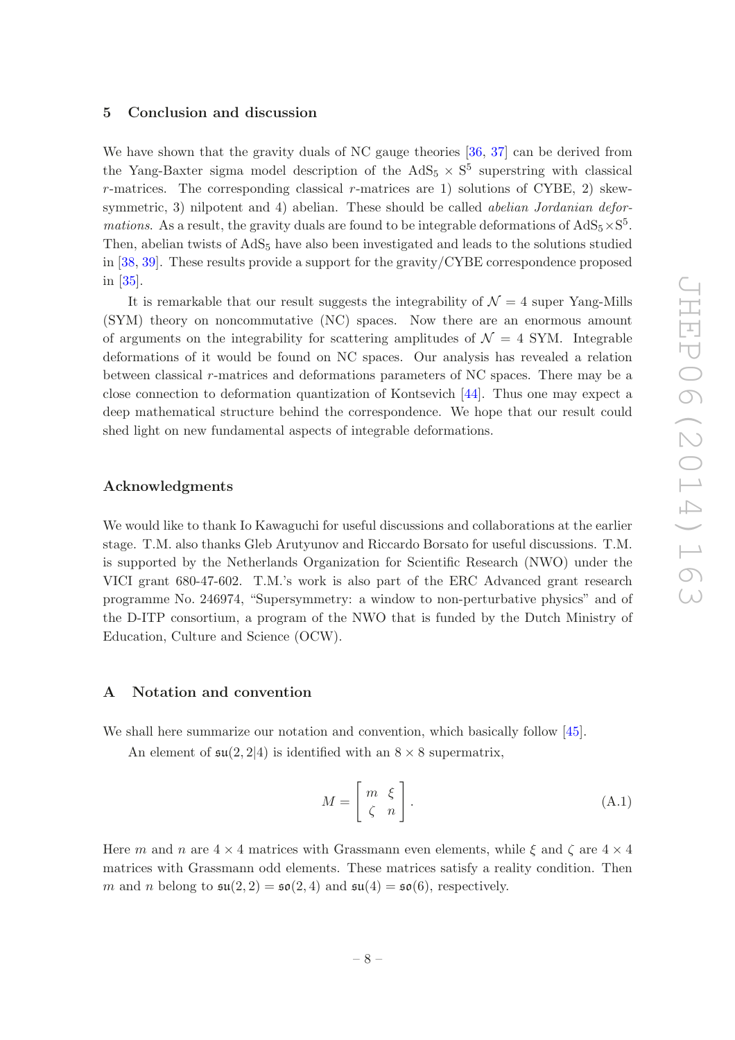## 5 Conclusion and discussion

We have shown that the gravity duals of NC gauge theories [36, 37] can be derived from the Yang-Baxter sigma model description of the $\mathrm{AdS}_5 \times \mathrm{S}^5$ superstring with classical $r$-matrices. The corresponding classical $r$-matrices are 1) solutions of CYBE, 2) skew-symmetric, 3) nilpotent and 4) abelian. These should be called *abelian Jordanian deformations*. As a result, the gravity duals are found to be integrable deformations of $\mathrm{AdS}_5 \times \mathrm{S}^5$. Then, abelian twists of $\mathrm{AdS}_5$ have also been investigated and leads to the solutions studied in [38, 39]. These results provide a support for the gravity/CYBE correspondence proposed in [35].

It is remarkable that our result suggests the integrability of $\mathcal{N} = 4$ super Yang-Mills (SYM) theory on noncommutative (NC) spaces. Now there are an enormous amount of arguments on the integrability for scattering amplitudes of $\mathcal{N} = 4$ SYM. Integrable deformations of it would be found on NC spaces. Our analysis has revealed a relation between classical $r$-matrices and deformations parameters of NC spaces. There may be a close connection to deformation quantization of Kontsevich [44]. Thus one may expect a deep mathematical structure behind the correspondence. We hope that our result could shed light on new fundamental aspects of integrable deformations.

### Acknowledgments

We would like to thank Io Kawaguchi for useful discussions and collaborations at the earlier stage. T.M. also thanks Gleb Arutyunov and Riccardo Borsato for useful discussions. T.M. is supported by the Netherlands Organization for Scientific Research (NWO) under the VICI grant 680-47-602. T.M.'s work is also part of the ERC Advanced grant research programme No. 246974, "Supersymmetry: a window to non-perturbative physics" and of the D-ITP consortium, a program of the NWO that is funded by the Dutch Ministry of Education, Culture and Science (OCW).

## A Notation and convention

We shall here summarize our notation and convention, which basically follow [45].

An element of $\mathfrak{su}(2,2|4)$ is identified with an $8 \times 8$ supermatrix,

$$M = \begin{bmatrix} m & \xi \\ \zeta & n \end{bmatrix}. \tag{A.1}$$

Here $m$ and $n$ are $4 \times 4$ matrices with Grassmann even elements, while $\xi$ and $\zeta$ are $4 \times 4$ matrices with Grassmann odd elements. These matrices satisfy a reality condition. Then $m$ and $n$ belong to $\mathfrak{su}(2,2) = \mathfrak{so}(2,4)$ and $\mathfrak{su}(4) = \mathfrak{so}(6)$, respectively.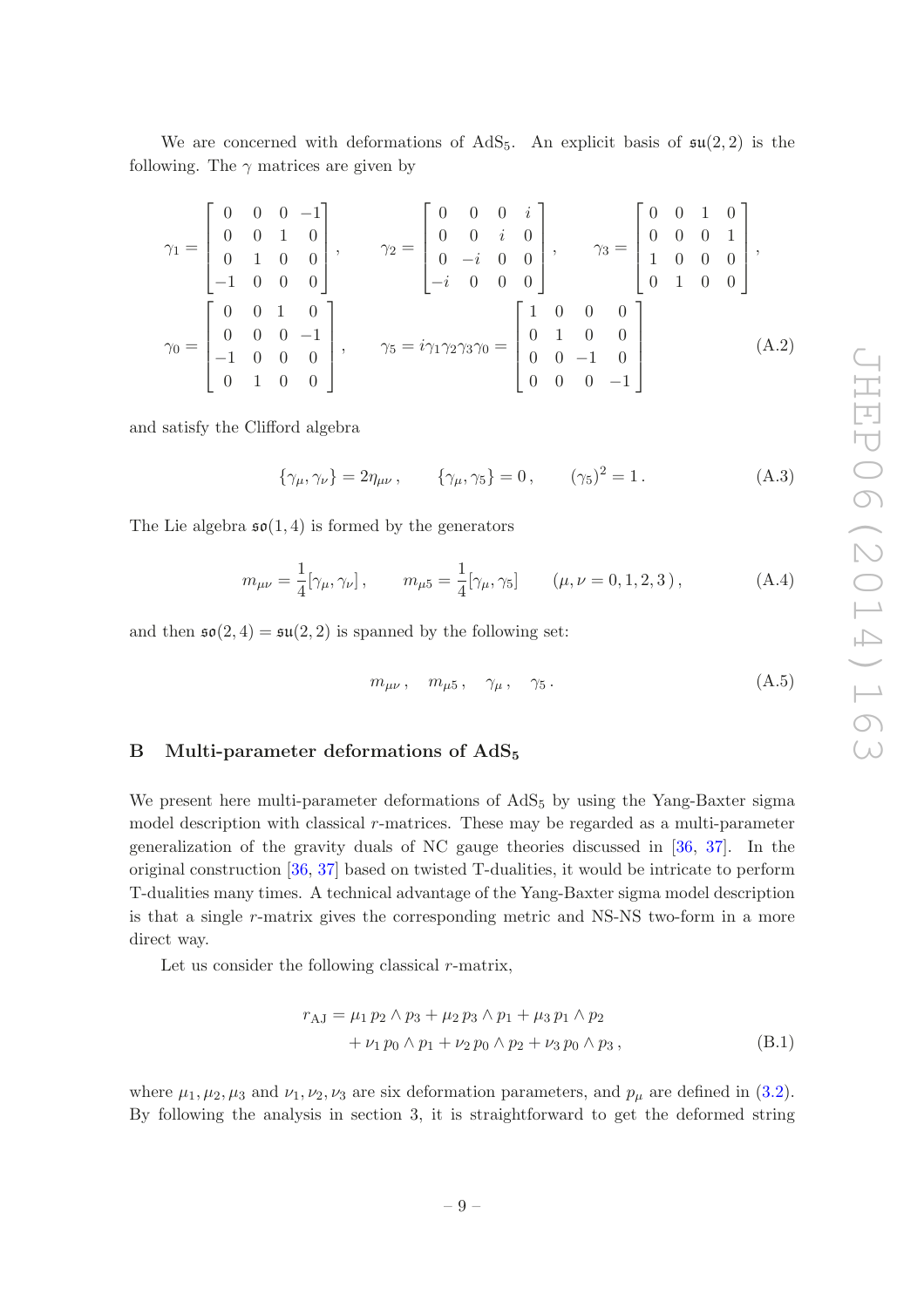We are concerned with deformations of $\mathrm{AdS}_5$. An explicit basis of $\mathfrak{su}(2,2)$ is the following. The $\gamma$ matrices are given by

$$
\gamma_1 = \begin{bmatrix} 0 & 0 & 0 & -1 \\ 0 & 0 & 1 & 0 \\ 0 & 1 & 0 & 0 \\ -1 & 0 & 0 & 0 \end{bmatrix}, \qquad \gamma_2 = \begin{bmatrix} 0 & 0 & 0 & i \\ 0 & 0 & i & 0 \\ 0 & -i & 0 & 0 \\ -i & 0 & 0 & 0 \end{bmatrix}, \qquad \gamma_3 = \begin{bmatrix} 0 & 0 & 1 & 0 \\ 0 & 0 & 0 & 1 \\ 1 & 0 & 0 & 0 \\ 0 & 1 & 0 & 0 \end{bmatrix},
$$
$$
\gamma_0 = \begin{bmatrix} 0 & 0 & 1 & 0 \\ 0 & 0 & 0 & -1 \\ -1 & 0 & 0 & 0 \\ 0 & 1 & 0 & 0 \end{bmatrix}, \qquad \gamma_5 = i\gamma_1\gamma_2\gamma_3\gamma_0 = \begin{bmatrix} 1 & 0 & 0 & 0 \\ 0 & 1 & 0 & 0 \\ 0 & 0 & -1 & 0 \\ 0 & 0 & 0 & -1 \end{bmatrix} \tag{A.2}
$$

and satisfy the Clifford algebra

$$
\{\gamma_\mu, \gamma_\nu\} = 2\eta_{\mu\nu}\,, \qquad \{\gamma_\mu, \gamma_5\} = 0\,, \qquad (\gamma_5)^2 = 1\,. \tag{A.3}
$$

The Lie algebra $\mathfrak{so}(1,4)$ is formed by the generators

$$
m_{\mu\nu} = \frac{1}{4}[\gamma_\mu, \gamma_\nu]\,, \qquad m_{\mu 5} = \frac{1}{4}[\gamma_\mu, \gamma_5] \qquad (\mu, \nu = 0, 1, 2, 3)\,, \tag{A.4}
$$

and then $\mathfrak{so}(2,4) = \mathfrak{su}(2,2)$ is spanned by the following set:

$$
m_{\mu\nu}\,, \quad m_{\mu 5}\,, \quad \gamma_\mu\,, \quad \gamma_5\,. \tag{A.5}
$$

## B Multi-parameter deformations of $\mathrm{AdS}_5$

We present here multi-parameter deformations of $\mathrm{AdS}_5$ by using the Yang-Baxter sigma model description with classical $r$-matrices. These may be regarded as a multi-parameter generalization of the gravity duals of NC gauge theories discussed in [36, 37]. In the original construction [36, 37] based on twisted T-dualities, it would be intricate to perform T-dualities many times. A technical advantage of the Yang-Baxter sigma model description is that a single $r$-matrix gives the corresponding metric and NS-NS two-form in a more direct way.

Let us consider the following classical $r$-matrix,

$$
\begin{aligned}
r_{\mathrm{AJ}} = \;& \mu_1\, p_2 \wedge p_3 + \mu_2\, p_3 \wedge p_1 + \mu_3\, p_1 \wedge p_2 \\
& + \nu_1\, p_0 \wedge p_1 + \nu_2\, p_0 \wedge p_2 + \nu_3\, p_0 \wedge p_3\,,
\end{aligned} \tag{B.1}
$$

where $\mu_1, \mu_2, \mu_3$ and $\nu_1, \nu_2, \nu_3$ are six deformation parameters, and $p_\mu$ are defined in (3.2). By following the analysis in section 3, it is straightforward to get the deformed string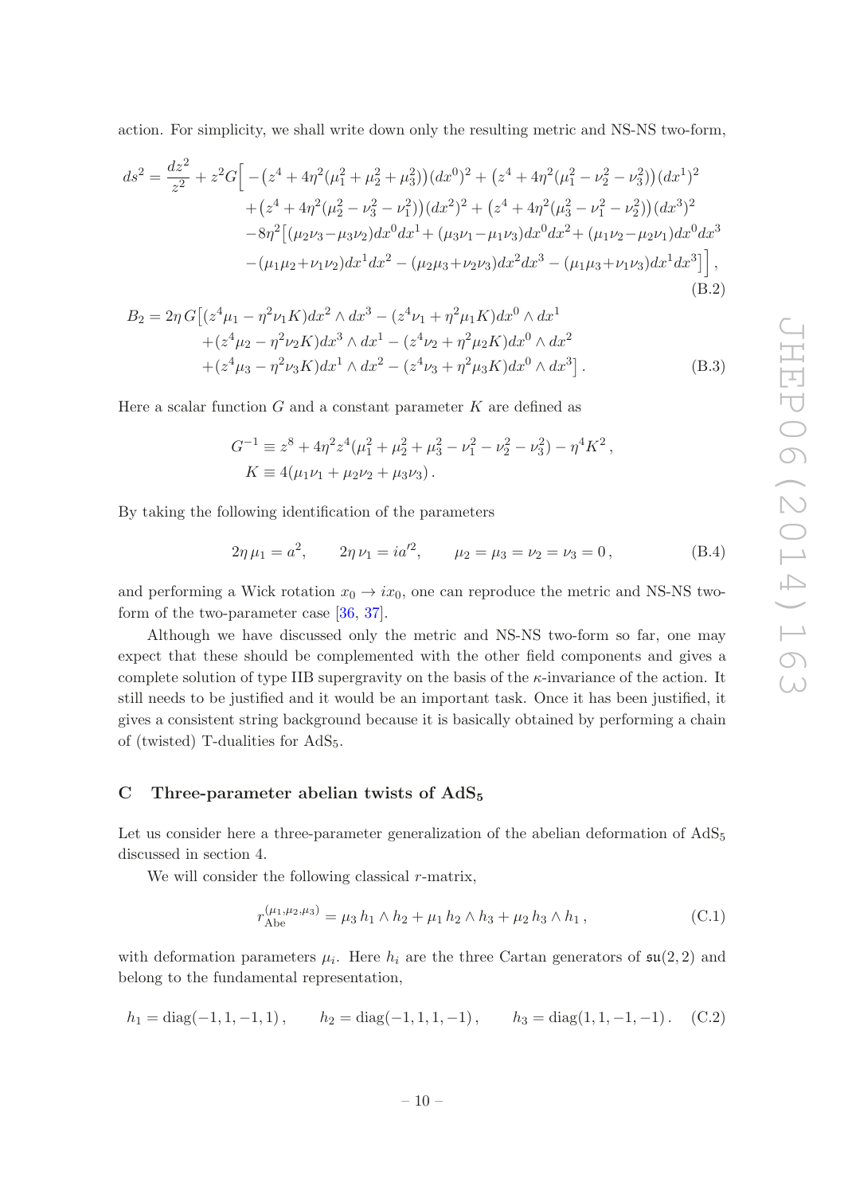action. For simplicity, we shall write down only the resulting metric and NS-NS two-form,

$$
\begin{aligned}
ds^2 = \frac{dz^2}{z^2} + z^2 G\Big[ &-\big(z^4+4\eta^2(\mu_1^2+\mu_2^2+\mu_3^2)\big)(dx^0)^2 + \big(z^4+4\eta^2(\mu_1^2-\nu_2^2-\nu_3^2)\big)(dx^1)^2 \\
&+\big(z^4+4\eta^2(\mu_2^2-\nu_3^2-\nu_1^2)\big)(dx^2)^2 + \big(z^4+4\eta^2(\mu_3^2-\nu_1^2-\nu_2^2)\big)(dx^3)^2 \\
&-8\eta^2\big[(\mu_2\nu_3-\mu_3\nu_2)dx^0dx^1 + (\mu_3\nu_1-\mu_1\nu_3)dx^0dx^2 + (\mu_1\nu_2-\mu_2\nu_1)dx^0dx^3 \\
&-(\mu_1\mu_2+\nu_1\nu_2)dx^1dx^2 - (\mu_2\mu_3+\nu_2\nu_3)dx^2dx^3 - (\mu_1\mu_3+\nu_1\nu_3)dx^1dx^3\big]\Big]\,,
\end{aligned}
\tag{B.2}
$$

$$
\begin{aligned}
B_2 = 2\eta\, G\big[&(z^4\mu_1-\eta^2\nu_1 K)dx^2\wedge dx^3 - (z^4\nu_1+\eta^2\mu_1 K)dx^0\wedge dx^1 \\
&+(z^4\mu_2-\eta^2\nu_2 K)dx^3\wedge dx^1 - (z^4\nu_2+\eta^2\mu_2 K)dx^0\wedge dx^2 \\
&+(z^4\mu_3-\eta^2\nu_3 K)dx^1\wedge dx^2 - (z^4\nu_3+\eta^2\mu_3 K)dx^0\wedge dx^3\big]\,.
\end{aligned}
\tag{B.3}
$$

Here a scalar function $G$ and a constant parameter $K$ are defined as

$$
\begin{aligned}
G^{-1} &\equiv z^8 + 4\eta^2 z^4(\mu_1^2+\mu_2^2+\mu_3^2-\nu_1^2-\nu_2^2-\nu_3^2) - \eta^4 K^2\,, \\
K &\equiv 4(\mu_1\nu_1+\mu_2\nu_2+\mu_3\nu_3)\,.
\end{aligned}
$$

By taking the following identification of the parameters

$$
2\eta\,\mu_1 = a^2\,, \qquad 2\eta\,\nu_1 = ia'^2\,, \qquad \mu_2=\mu_3=\nu_2=\nu_3=0\,,
\tag{B.4}
$$

and performing a Wick rotation $x_0 \to ix_0$, one can reproduce the metric and NS-NS two-form of the two-parameter case [36, 37].

Although we have discussed only the metric and NS-NS two-form so far, one may expect that these should be complemented with the other field components and gives a complete solution of type IIB supergravity on the basis of the $\kappa$-invariance of the action. It still needs to be justified and it would be an important task. Once it has been justified, it gives a consistent string background because it is basically obtained by performing a chain of (twisted) T-dualities for $\mathrm{AdS}_5$.

## C Three-parameter abelian twists of $\mathrm{AdS}_5$

Let us consider here a three-parameter generalization of the abelian deformation of $\mathrm{AdS}_5$ discussed in section 4.

We will consider the following classical $r$-matrix,

$$
r_{\rm Abe}^{(\mu_1,\mu_2,\mu_3)} = \mu_3\, h_1\wedge h_2 + \mu_1\, h_2\wedge h_3 + \mu_2\, h_3\wedge h_1\,,
\tag{C.1}
$$

with deformation parameters $\mu_i$. Here $h_i$ are the three Cartan generators of $\mathfrak{su}(2,2)$ and belong to the fundamental representation,

$$
h_1 = \mathrm{diag}(-1,1,-1,1)\,, \qquad h_2 = \mathrm{diag}(-1,1,1,-1)\,, \qquad h_3 = \mathrm{diag}(1,1,-1,-1)\,.
\tag{C.2}
$$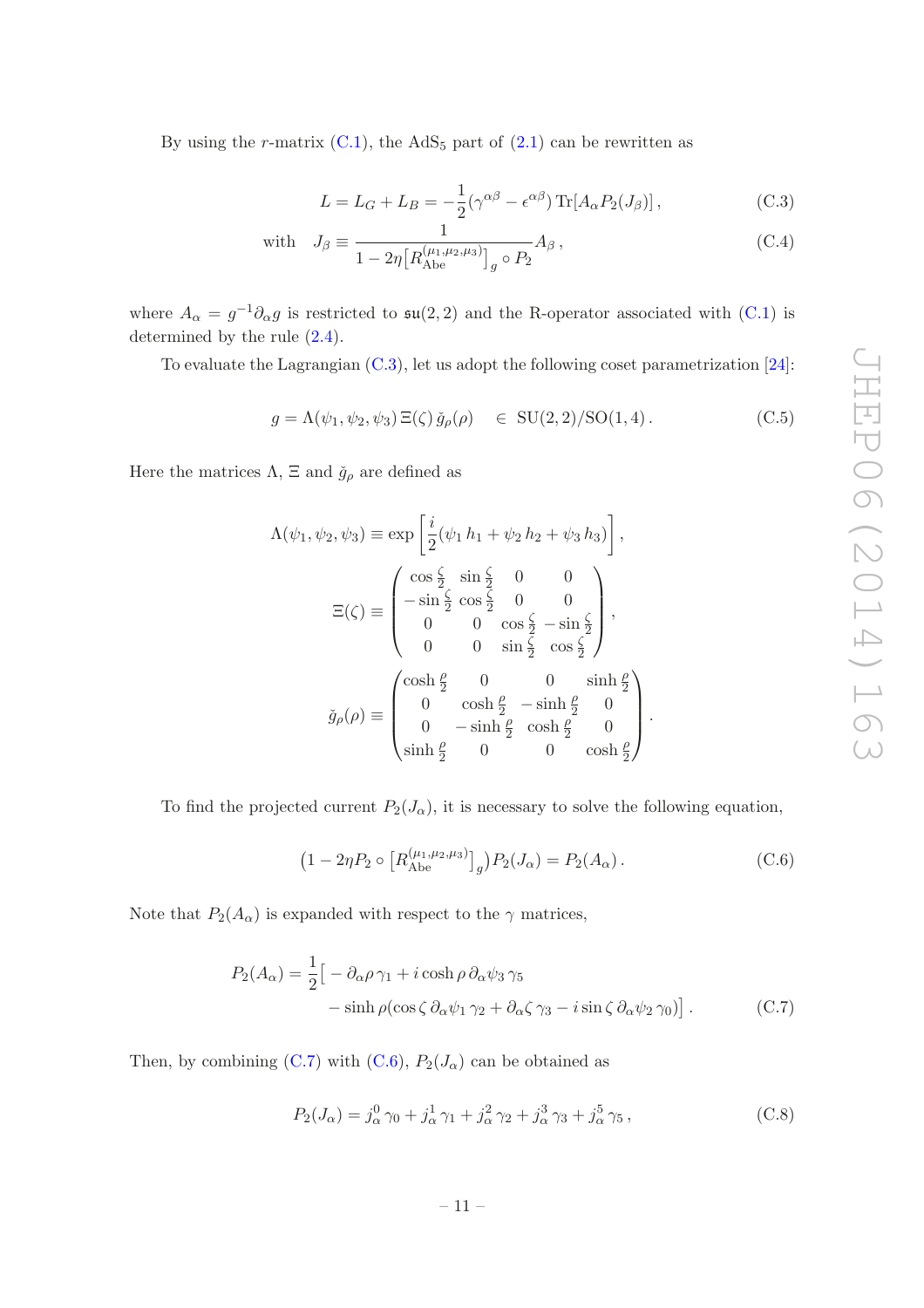By using the $r$-matrix (C.1), the AdS$_5$ part of (2.1) can be rewritten as

$$
L = L_G + L_B = -\frac{1}{2}(\gamma^{\alpha\beta} - \epsilon^{\alpha\beta})\,\mathrm{Tr}[A_\alpha P_2(J_\beta)]\,, \tag{C.3}
$$

$$
\text{with} \quad J_\beta \equiv \frac{1}{1 - 2\eta\big[R^{(\mu_1,\mu_2,\mu_3)}_{\text{Abe}}\big]_g \circ P_2} A_\beta\,, \tag{C.4}
$$

where $A_\alpha = g^{-1}\partial_\alpha g$ is restricted to $\mathfrak{su}(2,2)$ and the R-operator associated with (C.1) is determined by the rule (2.4).

To evaluate the Lagrangian (C.3), let us adopt the following coset parametrization [24]:

$$
g = \Lambda(\psi_1,\psi_2,\psi_3)\,\Xi(\zeta)\,\check{g}_\rho(\rho) \quad \in \; \mathrm{SU}(2,2)/\mathrm{SO}(1,4)\,. \tag{C.5}
$$

Here the matrices $\Lambda$, $\Xi$ and $\check{g}_\rho$ are defined as

$$
\Lambda(\psi_1,\psi_2,\psi_3) \equiv \exp\left[\frac{i}{2}(\psi_1\,h_1 + \psi_2\,h_2 + \psi_3\,h_3)\right],
$$

$$
\Xi(\zeta) \equiv \begin{pmatrix} \cos\frac{\zeta}{2} & \sin\frac{\zeta}{2} & 0 & 0 \\ -\sin\frac{\zeta}{2} & \cos\frac{\zeta}{2} & 0 & 0 \\ 0 & 0 & \cos\frac{\zeta}{2} & -\sin\frac{\zeta}{2} \\ 0 & 0 & \sin\frac{\zeta}{2} & \cos\frac{\zeta}{2} \end{pmatrix},
$$

$$
\check{g}_\rho(\rho) \equiv \begin{pmatrix} \cosh\frac{\rho}{2} & 0 & 0 & \sinh\frac{\rho}{2} \\ 0 & \cosh\frac{\rho}{2} & -\sinh\frac{\rho}{2} & 0 \\ 0 & -\sinh\frac{\rho}{2} & \cosh\frac{\rho}{2} & 0 \\ \sinh\frac{\rho}{2} & 0 & 0 & \cosh\frac{\rho}{2} \end{pmatrix}.
$$

To find the projected current $P_2(J_\alpha)$, it is necessary to solve the following equation,

$$
\big(1 - 2\eta P_2 \circ \big[R^{(\mu_1,\mu_2,\mu_3)}_{\text{Abe}}\big]_g\big) P_2(J_\alpha) = P_2(A_\alpha)\,. \tag{C.6}
$$

Note that $P_2(A_\alpha)$ is expanded with respect to the $\gamma$ matrices,

$$
\begin{aligned}
P_2(A_\alpha) = \frac{1}{2}\big[&-\partial_\alpha\rho\,\gamma_1 + i\cosh\rho\,\partial_\alpha\psi_3\,\gamma_5 \\
&- \sinh\rho(\cos\zeta\,\partial_\alpha\psi_1\,\gamma_2 + \partial_\alpha\zeta\,\gamma_3 - i\sin\zeta\,\partial_\alpha\psi_2\,\gamma_0)\big]\,.
\end{aligned} \tag{C.7}
$$

Then, by combining (C.7) with (C.6), $P_2(J_\alpha)$ can be obtained as

$$
P_2(J_\alpha) = j^0_\alpha\,\gamma_0 + j^1_\alpha\,\gamma_1 + j^2_\alpha\,\gamma_2 + j^3_\alpha\,\gamma_3 + j^5_\alpha\,\gamma_5\,, \tag{C.8}
$$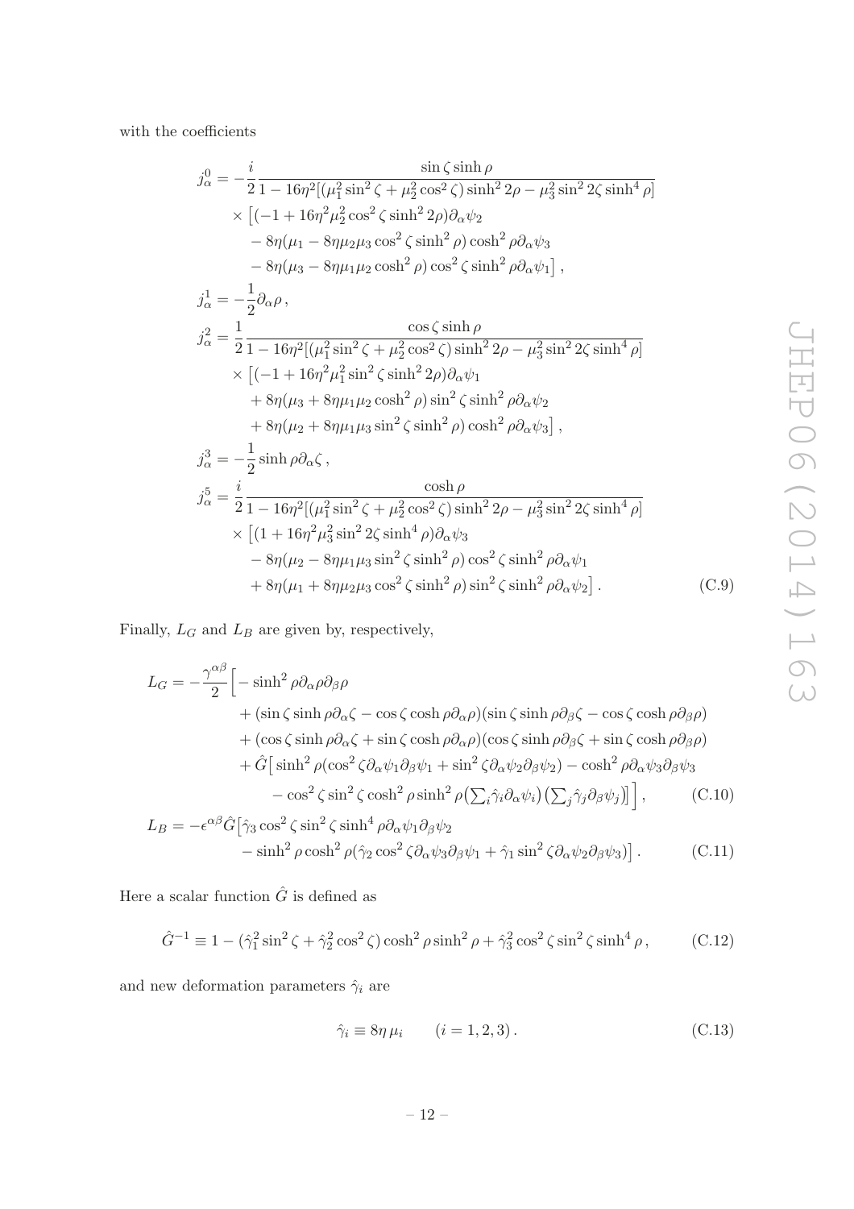with the coefficients

$$
\begin{aligned}
j^0_\alpha &= -\frac{i}{2}\frac{\sin\zeta\sinh\rho}{1-16\eta^2[(\mu_1^2\sin^2\zeta+\mu_2^2\cos^2\zeta)\sinh^2 2\rho-\mu_3^2\sin^2 2\zeta\sinh^4\rho]} \\
&\quad\times\big[(-1+16\eta^2\mu_2^2\cos^2\zeta\sinh^2 2\rho)\partial_\alpha\psi_2 \\
&\quad -8\eta(\mu_1-8\eta\mu_2\mu_3\cos^2\zeta\sinh^2\rho)\cosh^2\rho\,\partial_\alpha\psi_3 \\
&\quad -8\eta(\mu_3-8\eta\mu_1\mu_2\cosh^2\rho)\cos^2\zeta\sinh^2\rho\,\partial_\alpha\psi_1\big]\,, \\
j^1_\alpha &= -\frac{1}{2}\partial_\alpha\rho\,, \\
j^2_\alpha &= \frac{1}{2}\frac{\cos\zeta\sinh\rho}{1-16\eta^2[(\mu_1^2\sin^2\zeta+\mu_2^2\cos^2\zeta)\sinh^2 2\rho-\mu_3^2\sin^2 2\zeta\sinh^4\rho]} \\
&\quad\times\big[(-1+16\eta^2\mu_1^2\sin^2\zeta\sinh^2 2\rho)\partial_\alpha\psi_1 \\
&\quad +8\eta(\mu_3+8\eta\mu_1\mu_2\cosh^2\rho)\sin^2\zeta\sinh^2\rho\,\partial_\alpha\psi_2 \\
&\quad +8\eta(\mu_2+8\eta\mu_1\mu_3\sin^2\zeta\sinh^2\rho)\cosh^2\rho\,\partial_\alpha\psi_3\big]\,, \\
j^3_\alpha &= -\frac{1}{2}\sinh\rho\,\partial_\alpha\zeta\,, \\
j^5_\alpha &= \frac{i}{2}\frac{\cosh\rho}{1-16\eta^2[(\mu_1^2\sin^2\zeta+\mu_2^2\cos^2\zeta)\sinh^2 2\rho-\mu_3^2\sin^2 2\zeta\sinh^4\rho]} \\
&\quad\times\big[(1+16\eta^2\mu_3^2\sin^2 2\zeta\sinh^4\rho)\partial_\alpha\psi_3 \\
&\quad -8\eta(\mu_2-8\eta\mu_1\mu_3\sin^2\zeta\sinh^2\rho)\cos^2\zeta\sinh^2\rho\,\partial_\alpha\psi_1 \\
&\quad +8\eta(\mu_1+8\eta\mu_2\mu_3\cos^2\zeta\sinh^2\rho)\sin^2\zeta\sinh^2\rho\,\partial_\alpha\psi_2\big]\,.
\end{aligned}
\tag{C.9}
$$

Finally, $L_G$ and $L_B$ are given by, respectively,

$$
\begin{aligned}
L_G = -\frac{\gamma^{\alpha\beta}}{2}\Big[&-\sinh^2\rho\,\partial_\alpha\rho\partial_\beta\rho \\
&+(\sin\zeta\sinh\rho\,\partial_\alpha\zeta-\cos\zeta\cosh\rho\,\partial_\alpha\rho)(\sin\zeta\sinh\rho\,\partial_\beta\zeta-\cos\zeta\cosh\rho\,\partial_\beta\rho) \\
&+(\cos\zeta\sinh\rho\,\partial_\alpha\zeta+\sin\zeta\cosh\rho\,\partial_\alpha\rho)(\cos\zeta\sinh\rho\,\partial_\beta\zeta+\sin\zeta\cosh\rho\,\partial_\beta\rho) \\
&+\hat{G}\big[\sinh^2\rho(\cos^2\zeta\,\partial_\alpha\psi_1\partial_\beta\psi_1+\sin^2\zeta\,\partial_\alpha\psi_2\partial_\beta\psi_2)-\cosh^2\rho\,\partial_\alpha\psi_3\partial_\beta\psi_3 \\
&\quad -\cos^2\zeta\sin^2\zeta\cosh^2\rho\sinh^2\rho\big(\textstyle\sum_i\hat{\gamma}_i\partial_\alpha\psi_i\big)\big(\textstyle\sum_j\hat{\gamma}_j\partial_\beta\psi_j\big)\big]\Big]\,,
\end{aligned}
\tag{C.10}
$$

$$
\begin{aligned}
L_B = -\epsilon^{\alpha\beta}\hat{G}\big[&\hat{\gamma}_3\cos^2\zeta\sin^2\zeta\sinh^4\rho\,\partial_\alpha\psi_1\partial_\beta\psi_2 \\
&-\sinh^2\rho\cosh^2\rho(\hat{\gamma}_2\cos^2\zeta\,\partial_\alpha\psi_3\partial_\beta\psi_1+\hat{\gamma}_1\sin^2\zeta\,\partial_\alpha\psi_2\partial_\beta\psi_3)\big]\,.
\end{aligned}
\tag{C.11}
$$

Here a scalar function $\hat{G}$ is defined as

$$
\hat{G}^{-1}\equiv 1-(\hat{\gamma}_1^2\sin^2\zeta+\hat{\gamma}_2^2\cos^2\zeta)\cosh^2\rho\sinh^2\rho+\hat{\gamma}_3^2\cos^2\zeta\sin^2\zeta\sinh^4\rho\,,
\tag{C.12}
$$

and new deformation parameters $\hat{\gamma}_i$ are

$$
\hat{\gamma}_i\equiv 8\eta\,\mu_i \qquad (i=1,2,3)\,.
\tag{C.13}
$$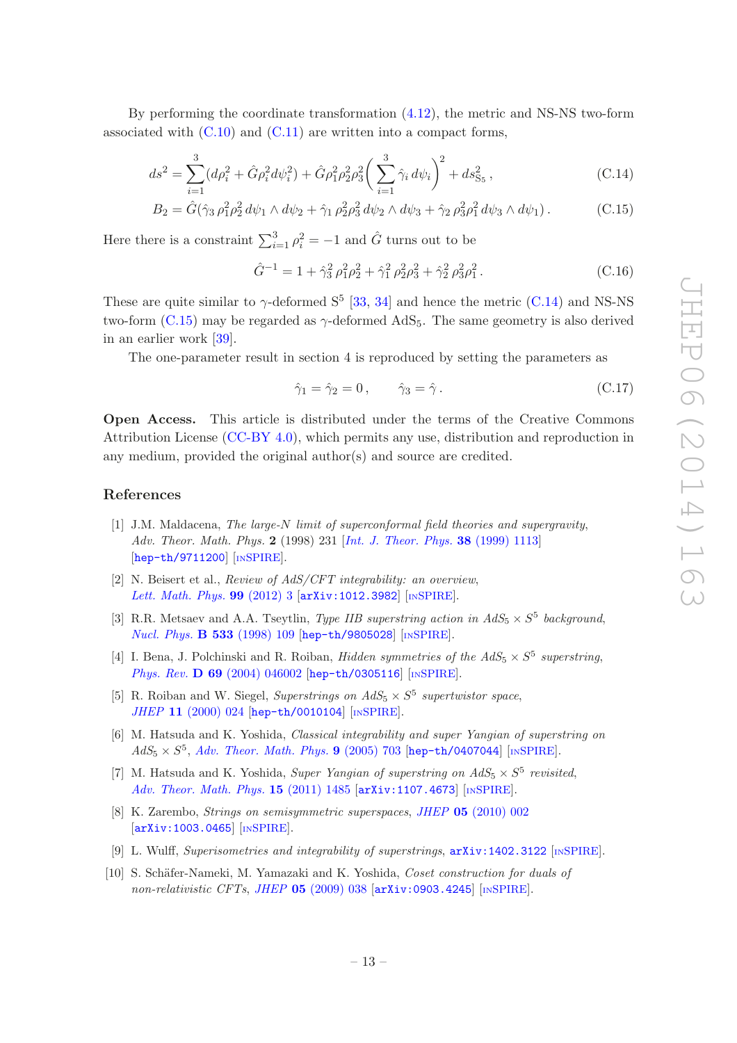By performing the coordinate transformation (4.12), the metric and NS-NS two-form associated with (C.10) and (C.11) are written into a compact forms,

$$ds^2 = \sum_{i=1}^{3}(d\rho_i^2 + \hat{G}\rho_i^2 d\psi_i^2) + \hat{G}\rho_1^2\rho_2^2\rho_3^2\left(\sum_{i=1}^{3}\hat{\gamma}_i\, d\psi_i\right)^2 + ds^2_{\mathrm{S}_5}\,, \tag{C.14}$$

$$B_2 = \hat{G}(\hat{\gamma}_3\, \rho_1^2\rho_2^2\, d\psi_1 \wedge d\psi_2 + \hat{\gamma}_1\, \rho_2^2\rho_3^2\, d\psi_2 \wedge d\psi_3 + \hat{\gamma}_2\, \rho_3^2\rho_1^2\, d\psi_3 \wedge d\psi_1)\,. \tag{C.15}$$

Here there is a constraint $\sum_{i=1}^{3}\rho_i^2 = -1$ and $\hat{G}$ turns out to be

$$\hat{G}^{-1} = 1 + \hat{\gamma}_3^2\, \rho_1^2\rho_2^2 + \hat{\gamma}_1^2\, \rho_2^2\rho_3^2 + \hat{\gamma}_2^2\, \rho_3^2\rho_1^2\,. \tag{C.16}$$

These are quite similar to $\gamma$-deformed $\mathrm{S}^5$ [33, 34] and hence the metric (C.14) and NS-NS two-form (C.15) may be regarded as $\gamma$-deformed $\mathrm{AdS}_5$. The same geometry is also derived in an earlier work [39].

The one-parameter result in section 4 is reproduced by setting the parameters as

$$\hat{\gamma}_1 = \hat{\gamma}_2 = 0\,, \qquad \hat{\gamma}_3 = \hat{\gamma}\,. \tag{C.17}$$

**Open Access.** This article is distributed under the terms of the Creative Commons Attribution License (CC-BY 4.0), which permits any use, distribution and reproduction in any medium, provided the original author(s) and source are credited.

## References

[1] J.M. Maldacena, *The large-N limit of superconformal field theories and supergravity*, *Adv. Theor. Math. Phys.* **2** (1998) 231 [*Int. J. Theor. Phys.* **38** (1999) 1113] [hep-th/9711200] [INSPIRE].

[2] N. Beisert et al., *Review of AdS/CFT integrability: an overview*, *Lett. Math. Phys.* **99** (2012) 3 [arXiv:1012.3982] [INSPIRE].

[3] R.R. Metsaev and A.A. Tseytlin, *Type IIB superstring action in $AdS_5 \times S^5$ background*, *Nucl. Phys.* **B 533** (1998) 109 [hep-th/9805028] [INSPIRE].

[4] I. Bena, J. Polchinski and R. Roiban, *Hidden symmetries of the $AdS_5 \times S^5$ superstring*, *Phys. Rev.* **D 69** (2004) 046002 [hep-th/0305116] [INSPIRE].

[5] R. Roiban and W. Siegel, *Superstrings on $AdS_5 \times S^5$ supertwistor space*, *JHEP* **11** (2000) 024 [hep-th/0010104] [INSPIRE].

[6] M. Hatsuda and K. Yoshida, *Classical integrability and super Yangian of superstring on $AdS_5 \times S^5$*, *Adv. Theor. Math. Phys.* **9** (2005) 703 [hep-th/0407044] [INSPIRE].

[7] M. Hatsuda and K. Yoshida, *Super Yangian of superstring on $AdS_5 \times S^5$ revisited*, *Adv. Theor. Math. Phys.* **15** (2011) 1485 [arXiv:1107.4673] [INSPIRE].

[8] K. Zarembo, *Strings on semisymmetric superspaces*, *JHEP* **05** (2010) 002 [arXiv:1003.0465] [INSPIRE].

[9] L. Wulff, *Superisometries and integrability of superstrings*, arXiv:1402.3122 [INSPIRE].

[10] S. Schäfer-Nameki, M. Yamazaki and K. Yoshida, *Coset construction for duals of non-relativistic CFTs*, *JHEP* **05** (2009) 038 [arXiv:0903.4245] [INSPIRE].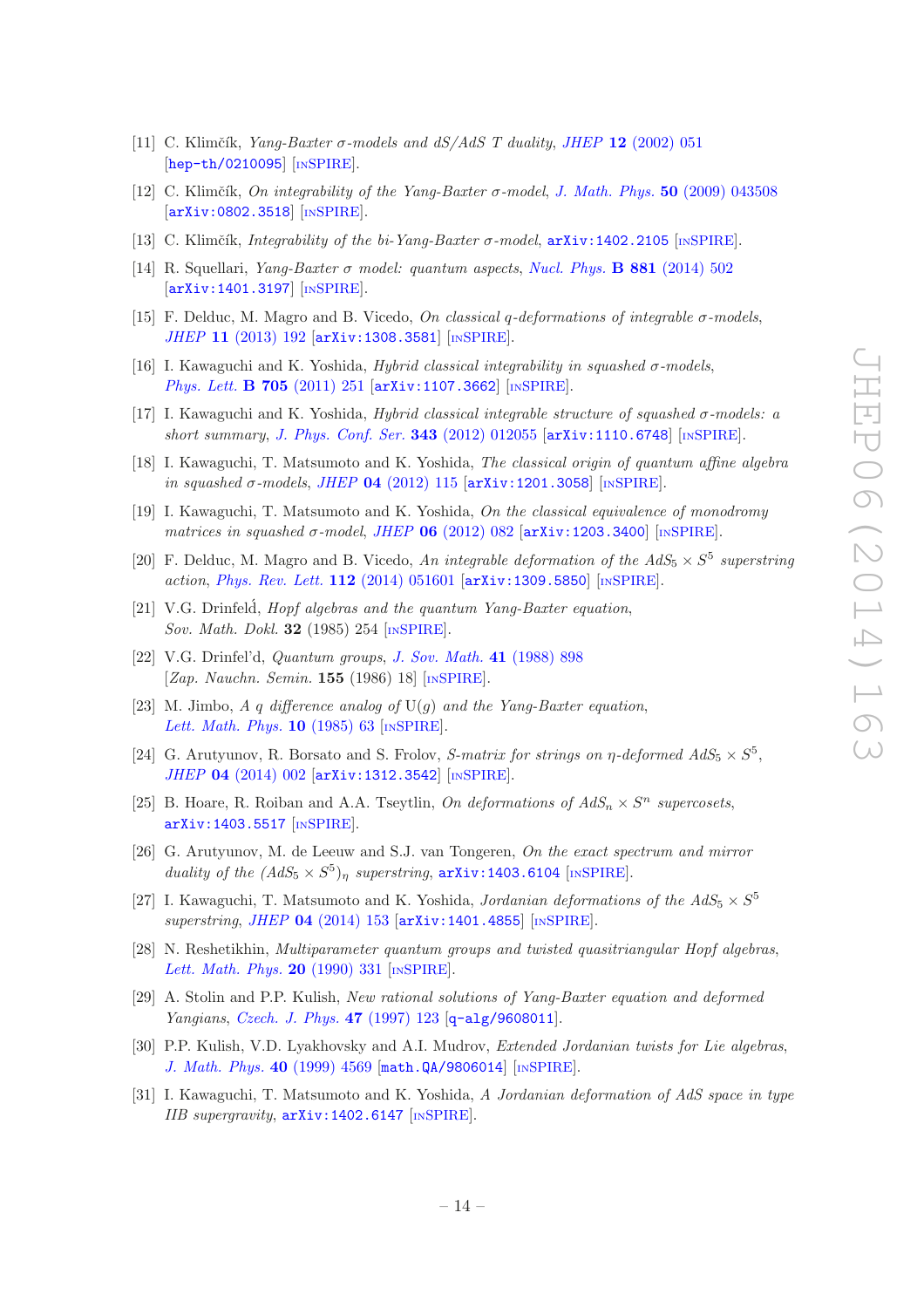[11] C. Klimčík, *Yang-Baxter σ-models and dS/AdS T duality*, JHEP **12** (2002) 051 [hep-th/0210095] [INSPIRE].

[12] C. Klimčík, *On integrability of the Yang-Baxter σ-model*, J. Math. Phys. **50** (2009) 043508 [arXiv:0802.3518] [INSPIRE].

[13] C. Klimčík, *Integrability of the bi-Yang-Baxter σ-model*, arXiv:1402.2105 [INSPIRE].

[14] R. Squellari, *Yang-Baxter σ model: quantum aspects*, Nucl. Phys. **B 881** (2014) 502 [arXiv:1401.3197] [INSPIRE].

[15] F. Delduc, M. Magro and B. Vicedo, *On classical q-deformations of integrable σ-models*, JHEP **11** (2013) 192 [arXiv:1308.3581] [INSPIRE].

[16] I. Kawaguchi and K. Yoshida, *Hybrid classical integrability in squashed σ-models*, Phys. Lett. **B 705** (2011) 251 [arXiv:1107.3662] [INSPIRE].

[17] I. Kawaguchi and K. Yoshida, *Hybrid classical integrable structure of squashed σ-models: a short summary*, J. Phys. Conf. Ser. **343** (2012) 012055 [arXiv:1110.6748] [INSPIRE].

[18] I. Kawaguchi, T. Matsumoto and K. Yoshida, *The classical origin of quantum affine algebra in squashed σ-models*, JHEP **04** (2012) 115 [arXiv:1201.3058] [INSPIRE].

[19] I. Kawaguchi, T. Matsumoto and K. Yoshida, *On the classical equivalence of monodromy matrices in squashed σ-model*, JHEP **06** (2012) 082 [arXiv:1203.3400] [INSPIRE].

[20] F. Delduc, M. Magro and B. Vicedo, *An integrable deformation of the $AdS_5 \times S^5$ superstring action*, Phys. Rev. Lett. **112** (2014) 051601 [arXiv:1309.5850] [INSPIRE].

[21] V.G. Drinfeld, *Hopf algebras and the quantum Yang-Baxter equation*, Sov. Math. Dokl. **32** (1985) 254 [INSPIRE].

[22] V.G. Drinfel'd, *Quantum groups*, J. Sov. Math. **41** (1988) 898 [Zap. Nauchn. Semin. **155** (1986) 18] [INSPIRE].

[23] M. Jimbo, *A q difference analog of U(g) and the Yang-Baxter equation*, Lett. Math. Phys. **10** (1985) 63 [INSPIRE].

[24] G. Arutyunov, R. Borsato and S. Frolov, *S-matrix for strings on η-deformed $AdS_5 \times S^5$*, JHEP **04** (2014) 002 [arXiv:1312.3542] [INSPIRE].

[25] B. Hoare, R. Roiban and A.A. Tseytlin, *On deformations of $AdS_n \times S^n$ supercosets*, arXiv:1403.5517 [INSPIRE].

[26] G. Arutyunov, M. de Leeuw and S.J. van Tongeren, *On the exact spectrum and mirror duality of the $(AdS_5 \times S^5)_\eta$ superstring*, arXiv:1403.6104 [INSPIRE].

[27] I. Kawaguchi, T. Matsumoto and K. Yoshida, *Jordanian deformations of the $AdS_5 \times S^5$ superstring*, JHEP **04** (2014) 153 [arXiv:1401.4855] [INSPIRE].

[28] N. Reshetikhin, *Multiparameter quantum groups and twisted quasitriangular Hopf algebras*, Lett. Math. Phys. **20** (1990) 331 [INSPIRE].

[29] A. Stolin and P.P. Kulish, *New rational solutions of Yang-Baxter equation and deformed Yangians*, Czech. J. Phys. **47** (1997) 123 [q-alg/9608011].

[30] P.P. Kulish, V.D. Lyakhovsky and A.I. Mudrov, *Extended Jordanian twists for Lie algebras*, J. Math. Phys. **40** (1999) 4569 [math.QA/9806014] [INSPIRE].

[31] I. Kawaguchi, T. Matsumoto and K. Yoshida, *A Jordanian deformation of AdS space in type IIB supergravity*, arXiv:1402.6147 [INSPIRE].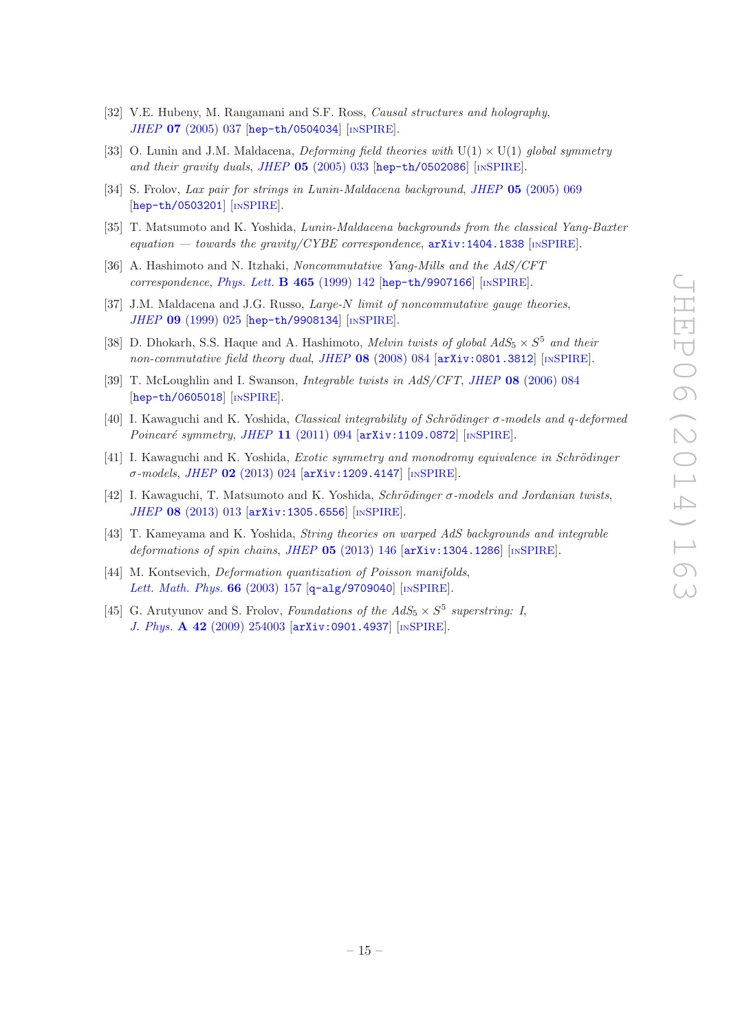[32] V.E. Hubeny, M. Rangamani and S.F. Ross, *Causal structures and holography*, *JHEP* **07** (2005) 037 [hep-th/0504034] [INSPIRE].

[33] O. Lunin and J.M. Maldacena, *Deforming field theories with* $U(1) \times U(1)$ *global symmetry and their gravity duals*, *JHEP* **05** (2005) 033 [hep-th/0502086] [INSPIRE].

[34] S. Frolov, *Lax pair for strings in Lunin-Maldacena background*, *JHEP* **05** (2005) 069 [hep-th/0503201] [INSPIRE].

[35] T. Matsumoto and K. Yoshida, *Lunin-Maldacena backgrounds from the classical Yang-Baxter equation — towards the gravity/CYBE correspondence*, arXiv:1404.1838 [INSPIRE].

[36] A. Hashimoto and N. Itzhaki, *Noncommutative Yang-Mills and the AdS/CFT correspondence*, *Phys. Lett.* **B 465** (1999) 142 [hep-th/9907166] [INSPIRE].

[37] J.M. Maldacena and J.G. Russo, *Large-N limit of noncommutative gauge theories*, *JHEP* **09** (1999) 025 [hep-th/9908134] [INSPIRE].

[38] D. Dhokarh, S.S. Haque and A. Hashimoto, *Melvin twists of global* $AdS_5 \times S^5$ *and their non-commutative field theory dual*, *JHEP* **08** (2008) 084 [arXiv:0801.3812] [INSPIRE].

[39] T. McLoughlin and I. Swanson, *Integrable twists in AdS/CFT*, *JHEP* **08** (2006) 084 [hep-th/0605018] [INSPIRE].

[40] I. Kawaguchi and K. Yoshida, *Classical integrability of Schrödinger* $\sigma$*-models and q-deformed Poincaré symmetry*, *JHEP* **11** (2011) 094 [arXiv:1109.0872] [INSPIRE].

[41] I. Kawaguchi and K. Yoshida, *Exotic symmetry and monodromy equivalence in Schrödinger* $\sigma$*-models*, *JHEP* **02** (2013) 024 [arXiv:1209.4147] [INSPIRE].

[42] I. Kawaguchi, T. Matsumoto and K. Yoshida, *Schrödinger* $\sigma$*-models and Jordanian twists*, *JHEP* **08** (2013) 013 [arXiv:1305.6556] [INSPIRE].

[43] T. Kameyama and K. Yoshida, *String theories on warped AdS backgrounds and integrable deformations of spin chains*, *JHEP* **05** (2013) 146 [arXiv:1304.1286] [INSPIRE].

[44] M. Kontsevich, *Deformation quantization of Poisson manifolds*, *Lett. Math. Phys.* **66** (2003) 157 [q-alg/9709040] [INSPIRE].

[45] G. Arutyunov and S. Frolov, *Foundations of the* $AdS_5 \times S^5$ *superstring: I*, *J. Phys.* **A 42** (2009) 254003 [arXiv:0901.4937] [INSPIRE].